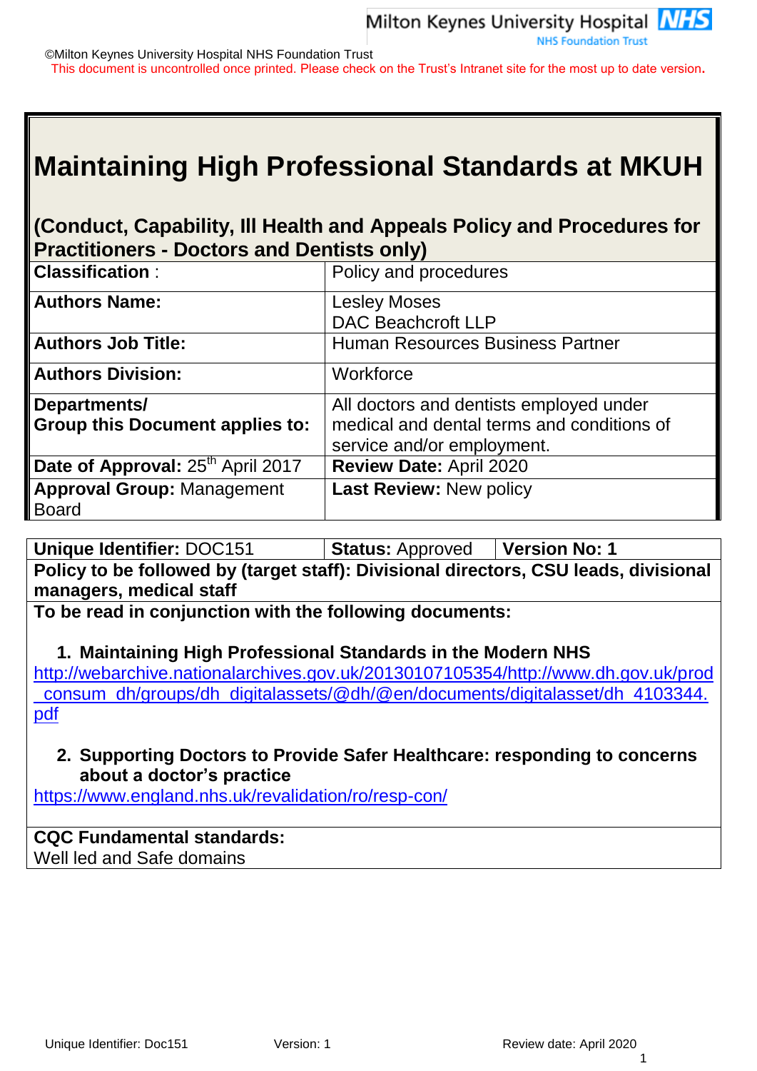Milton Keynes University Hospital NHS Foundation Trust

©Milton Keynes University Hospital NHS Foundation Trust

This document is uncontrolled once printed. Please check on the Trust's Intranet site for the most up to date version.

# Maintaining High Professional Standards at MKUH

## (Conduct, Capability, Ill Health and Appeals Policy and Procedures for Practitioners - Doctors and Dentists only)

| | |
|---|---|
| **Classification** : | Policy and procedures |
| **Authors Name:** | Lesley Moses<br>DAC Beachcroft LLP |
| **Authors Job Title:** | Human Resources Business Partner |
| **Authors Division:** | Workforce |
| **Departments/ Group this Document applies to:** | All doctors and dentists employed under medical and dental terms and conditions of service and/or employment. |
| **Date of Approval:** 25th April 2017 | **Review Date:** April 2020 |
| **Approval Group:** Management Board | **Last Review:** New policy |

| | | |
|---|---|---|
| **Unique Identifier:** DOC151 | **Status:** Approved | **Version No: 1** |
| **Policy to be followed by (target staff): Divisional directors, CSU leads, divisional managers, medical staff** | | |
| **To be read in conjunction with the following documents:**<br><br>1. **Maintaining High Professional Standards in the Modern NHS**<br>http://webarchive.nationalarchives.gov.uk/20130107105354/http://www.dh.gov.uk/prod_consum_dh/groups/dh_digitalassets/@dh/@en/documents/digitalasset/dh_4103344.pdf<br><br>2. **Supporting Doctors to Provide Safer Healthcare: responding to concerns about a doctor's practice**<br>https://www.england.nhs.uk/revalidation/ro/resp-con/ | | |
| **CQC Fundamental standards:**<br>Well led and Safe domains | | |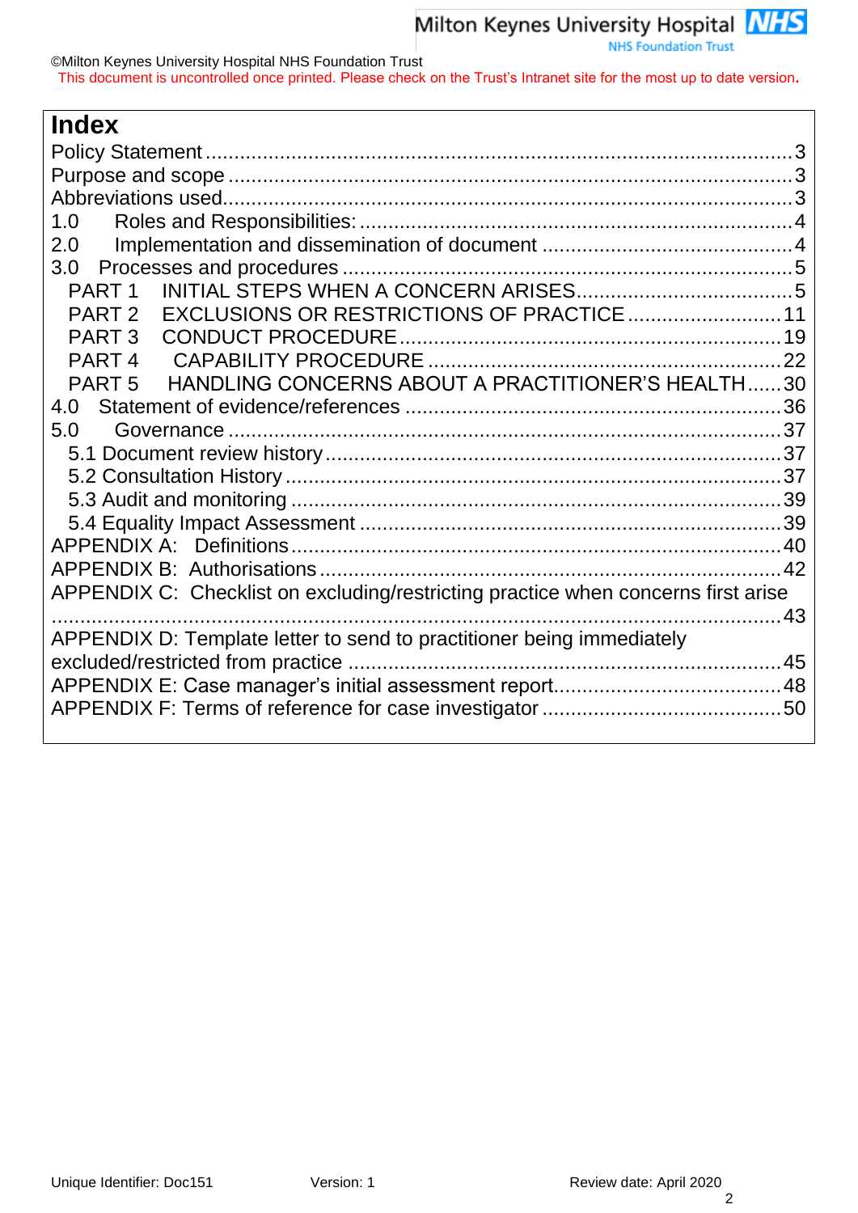# Index

Policy Statement ........................................................................................................3
Purpose and scope ......................................................................................................3
Abbreviations used......................................................................................................3
1.0 Roles and Responsibilities: ................................................................................4
2.0 Implementation and dissemination of document ..................................................4
3.0 Processes and procedures ..................................................................................5
  PART 1 INITIAL STEPS WHEN A CONCERN ARISES..........................................5
  PART 2 EXCLUSIONS OR RESTRICTIONS OF PRACTICE ...............................11
  PART 3 CONDUCT PROCEDURE.......................................................................19
  PART 4 CAPABILITY PROCEDURE ....................................................................22
  PART 5 HANDLING CONCERNS ABOUT A PRACTITIONER'S HEALTH ......30
4.0 Statement of evidence/references .........................................................................36
5.0 Governance .........................................................................................................37
  5.1 Document review history ....................................................................................37
  5.2 Consultation History ..........................................................................................37
  5.3 Audit and monitoring .........................................................................................39
  5.4 Equality Impact Assessment ..............................................................................39
APPENDIX A: Definitions .........................................................................................40
APPENDIX B: Authorisations .....................................................................................42
APPENDIX C: Checklist on excluding/restricting practice when concerns first arise ..........................................................................................................................43
APPENDIX D: Template letter to send to practitioner being immediately excluded/restricted from practice .................................................................................45
APPENDIX E: Case manager's initial assessment report...........................................48
APPENDIX F: Terms of reference for case investigator ..............................................50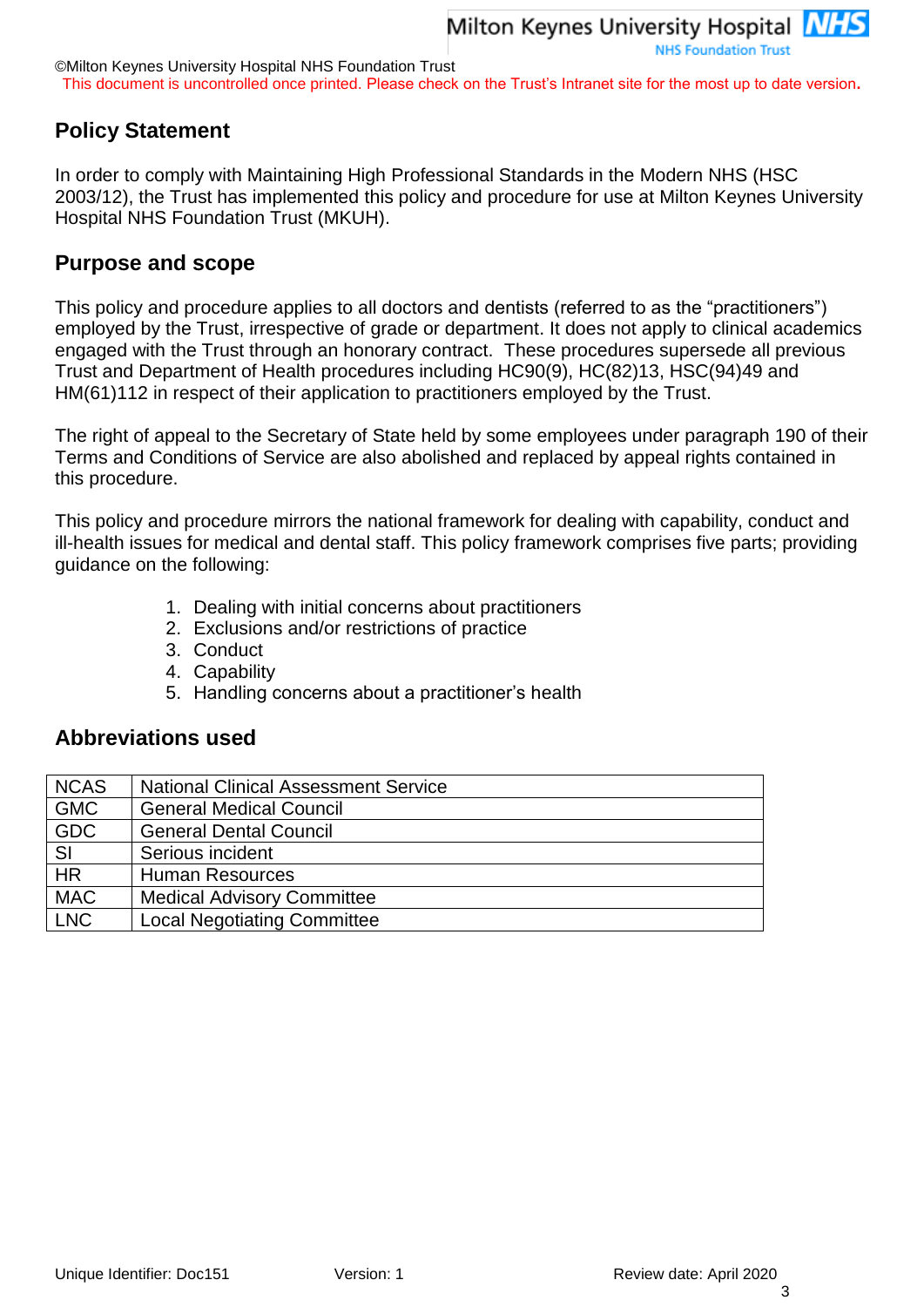## Policy Statement

In order to comply with Maintaining High Professional Standards in the Modern NHS (HSC 2003/12), the Trust has implemented this policy and procedure for use at Milton Keynes University Hospital NHS Foundation Trust (MKUH).

## Purpose and scope

This policy and procedure applies to all doctors and dentists (referred to as the "practitioners") employed by the Trust, irrespective of grade or department. It does not apply to clinical academics engaged with the Trust through an honorary contract. These procedures supersede all previous Trust and Department of Health procedures including HC90(9), HC(82)13, HSC(94)49 and HM(61)112 in respect of their application to practitioners employed by the Trust.

The right of appeal to the Secretary of State held by some employees under paragraph 190 of their Terms and Conditions of Service are also abolished and replaced by appeal rights contained in this procedure.

This policy and procedure mirrors the national framework for dealing with capability, conduct and ill-health issues for medical and dental staff. This policy framework comprises five parts; providing guidance on the following:

1. Dealing with initial concerns about practitioners
2. Exclusions and/or restrictions of practice
3. Conduct
4. Capability
5. Handling concerns about a practitioner's health

## Abbreviations used

| | |
|---|---|
| NCAS | National Clinical Assessment Service |
| GMC | General Medical Council |
| GDC | General Dental Council |
| SI | Serious incident |
| HR | Human Resources |
| MAC | Medical Advisory Committee |
| LNC | Local Negotiating Committee |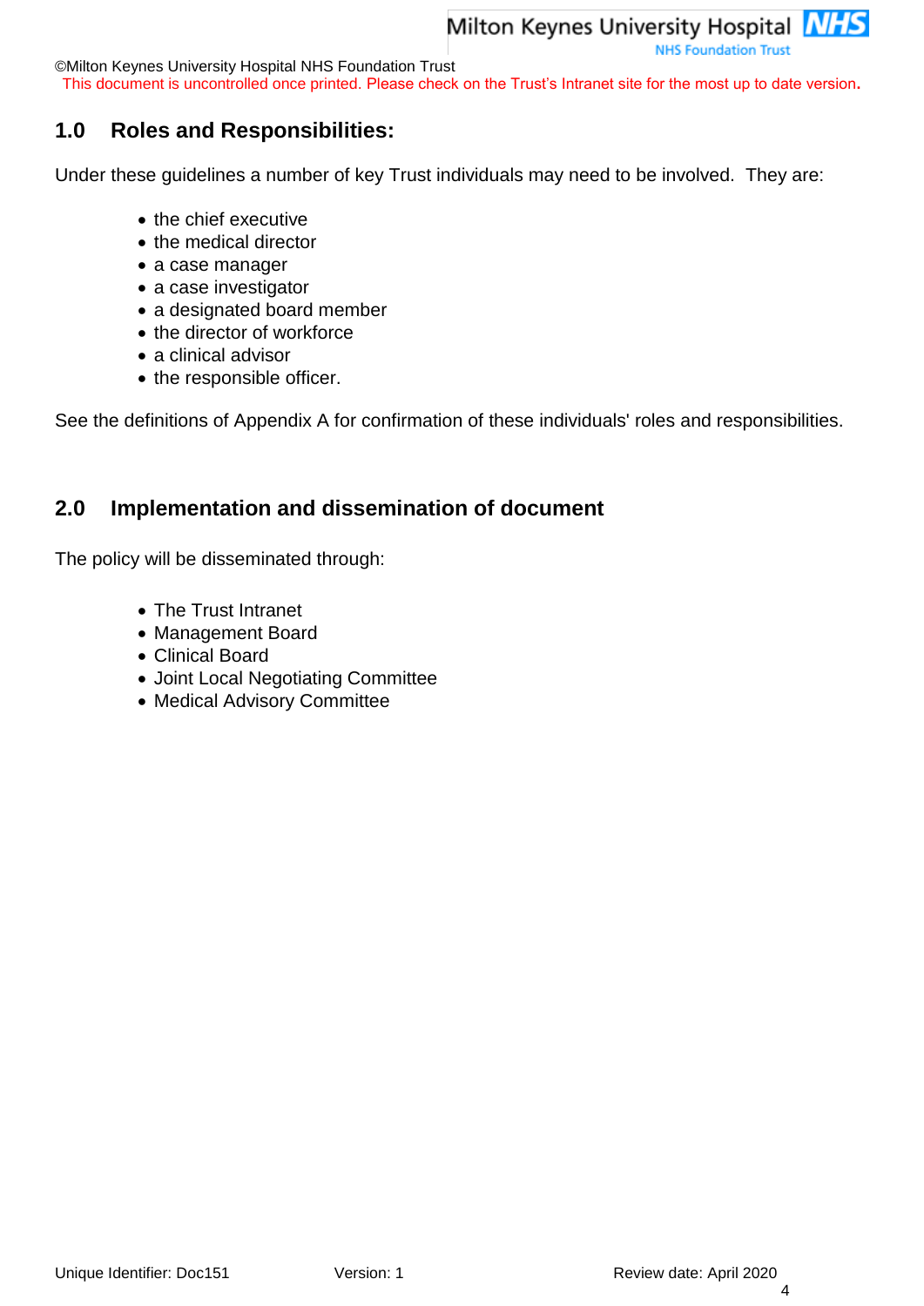## 1.0 Roles and Responsibilities:

Under these guidelines a number of key Trust individuals may need to be involved. They are:

- the chief executive
- the medical director
- a case manager
- a case investigator
- a designated board member
- the director of workforce
- a clinical advisor
- the responsible officer.

See the definitions of Appendix A for confirmation of these individuals' roles and responsibilities.

## 2.0 Implementation and dissemination of document

The policy will be disseminated through:

- The Trust Intranet
- Management Board
- Clinical Board
- Joint Local Negotiating Committee
- Medical Advisory Committee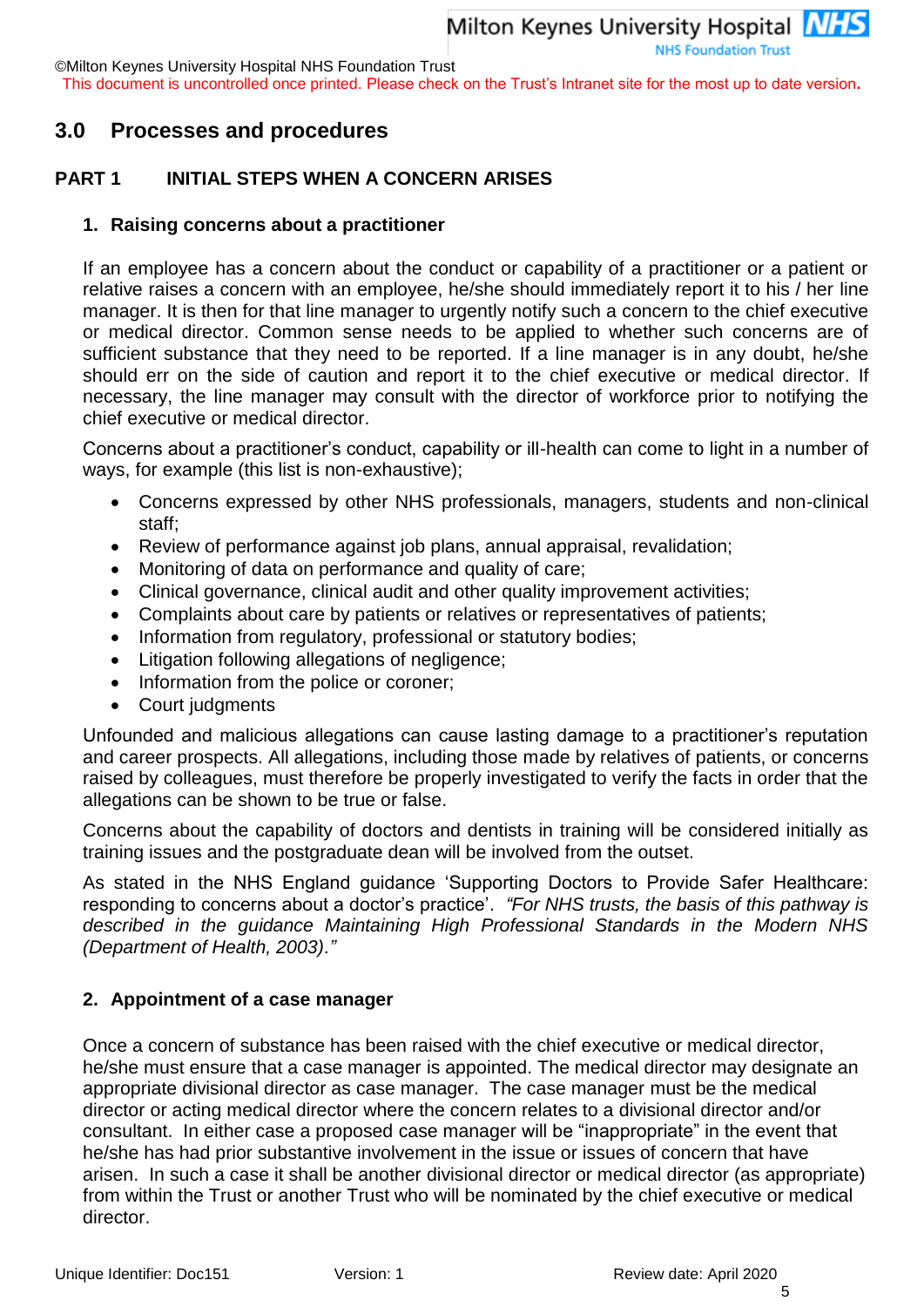## 3.0 Processes and procedures

### PART 1 INITIAL STEPS WHEN A CONCERN ARISES

#### 1. Raising concerns about a practitioner

If an employee has a concern about the conduct or capability of a practitioner or a patient or relative raises a concern with an employee, he/she should immediately report it to his / her line manager. It is then for that line manager to urgently notify such a concern to the chief executive or medical director. Common sense needs to be applied to whether such concerns are of sufficient substance that they need to be reported. If a line manager is in any doubt, he/she should err on the side of caution and report it to the chief executive or medical director. If necessary, the line manager may consult with the director of workforce prior to notifying the chief executive or medical director.

Concerns about a practitioner's conduct, capability or ill-health can come to light in a number of ways, for example (this list is non-exhaustive);

- Concerns expressed by other NHS professionals, managers, students and non-clinical staff;
- Review of performance against job plans, annual appraisal, revalidation;
- Monitoring of data on performance and quality of care;
- Clinical governance, clinical audit and other quality improvement activities;
- Complaints about care by patients or relatives or representatives of patients;
- Information from regulatory, professional or statutory bodies;
- Litigation following allegations of negligence;
- Information from the police or coroner;
- Court judgments

Unfounded and malicious allegations can cause lasting damage to a practitioner's reputation and career prospects. All allegations, including those made by relatives of patients, or concerns raised by colleagues, must therefore be properly investigated to verify the facts in order that the allegations can be shown to be true or false.

Concerns about the capability of doctors and dentists in training will be considered initially as training issues and the postgraduate dean will be involved from the outset.

As stated in the NHS England guidance 'Supporting Doctors to Provide Safer Healthcare: responding to concerns about a doctor's practice'. *"For NHS trusts, the basis of this pathway is described in the guidance Maintaining High Professional Standards in the Modern NHS (Department of Health, 2003)."*

#### 2. Appointment of a case manager

Once a concern of substance has been raised with the chief executive or medical director, he/she must ensure that a case manager is appointed. The medical director may designate an appropriate divisional director as case manager. The case manager must be the medical director or acting medical director where the concern relates to a divisional director and/or consultant. In either case a proposed case manager will be "inappropriate" in the event that he/she has had prior substantive involvement in the issue or issues of concern that have arisen. In such a case it shall be another divisional director or medical director (as appropriate) from within the Trust or another Trust who will be nominated by the chief executive or medical director.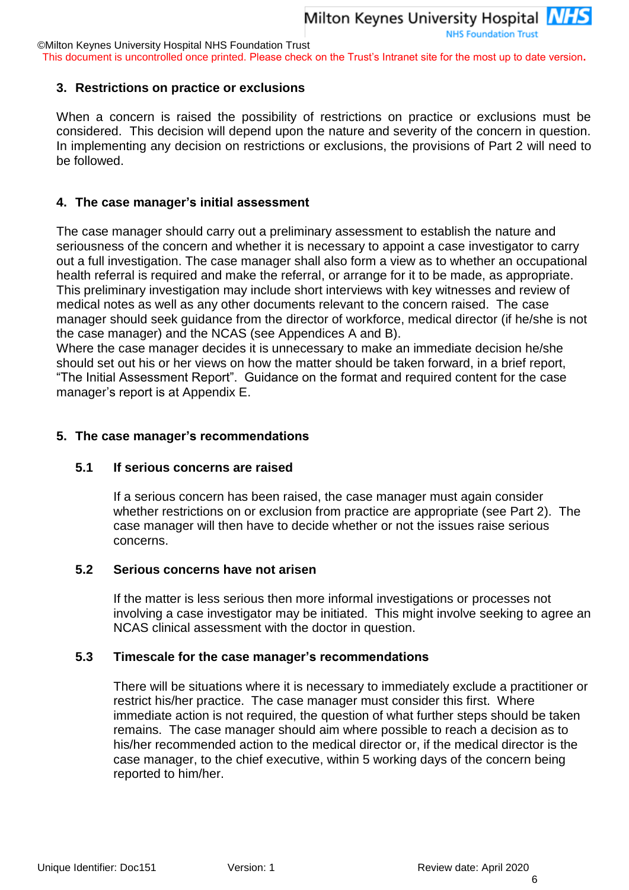## 3. Restrictions on practice or exclusions

When a concern is raised the possibility of restrictions on practice or exclusions must be considered. This decision will depend upon the nature and severity of the concern in question. In implementing any decision on restrictions or exclusions, the provisions of Part 2 will need to be followed.

## 4. The case manager's initial assessment

The case manager should carry out a preliminary assessment to establish the nature and seriousness of the concern and whether it is necessary to appoint a case investigator to carry out a full investigation. The case manager shall also form a view as to whether an occupational health referral is required and make the referral, or arrange for it to be made, as appropriate. This preliminary investigation may include short interviews with key witnesses and review of medical notes as well as any other documents relevant to the concern raised. The case manager should seek guidance from the director of workforce, medical director (if he/she is not the case manager) and the NCAS (see Appendices A and B).
Where the case manager decides it is unnecessary to make an immediate decision he/she should set out his or her views on how the matter should be taken forward, in a brief report, "The Initial Assessment Report". Guidance on the format and required content for the case manager's report is at Appendix E.

## 5. The case manager's recommendations

### 5.1 If serious concerns are raised

If a serious concern has been raised, the case manager must again consider whether restrictions on or exclusion from practice are appropriate (see Part 2). The case manager will then have to decide whether or not the issues raise serious concerns.

### 5.2 Serious concerns have not arisen

If the matter is less serious then more informal investigations or processes not involving a case investigator may be initiated. This might involve seeking to agree an NCAS clinical assessment with the doctor in question.

### 5.3 Timescale for the case manager's recommendations

There will be situations where it is necessary to immediately exclude a practitioner or restrict his/her practice. The case manager must consider this first. Where immediate action is not required, the question of what further steps should be taken remains. The case manager should aim where possible to reach a decision as to his/her recommended action to the medical director or, if the medical director is the case manager, to the chief executive, within 5 working days of the concern being reported to him/her.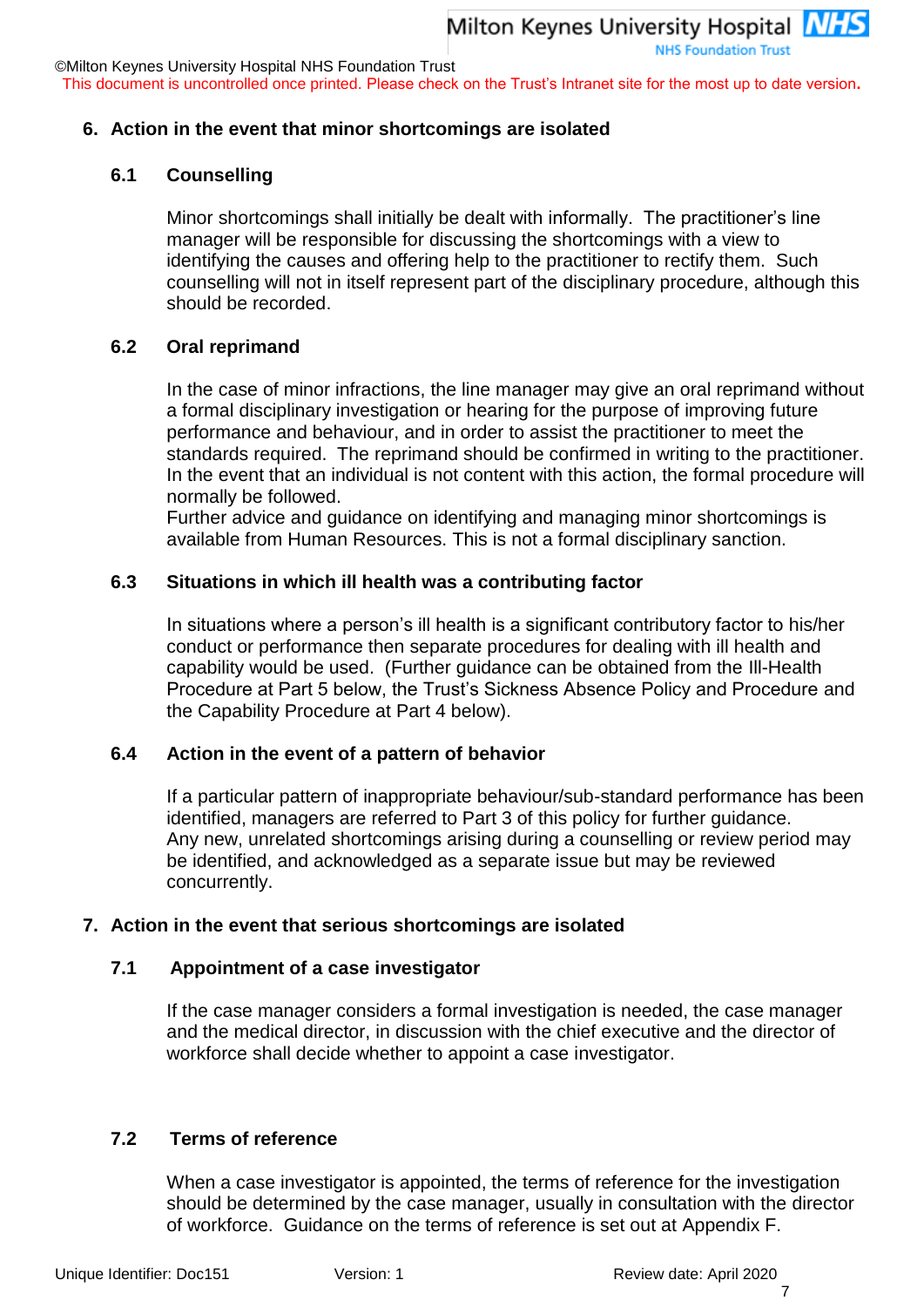## 6. Action in the event that minor shortcomings are isolated

### 6.1 Counselling

Minor shortcomings shall initially be dealt with informally. The practitioner's line manager will be responsible for discussing the shortcomings with a view to identifying the causes and offering help to the practitioner to rectify them. Such counselling will not in itself represent part of the disciplinary procedure, although this should be recorded.

### 6.2 Oral reprimand

In the case of minor infractions, the line manager may give an oral reprimand without a formal disciplinary investigation or hearing for the purpose of improving future performance and behaviour, and in order to assist the practitioner to meet the standards required. The reprimand should be confirmed in writing to the practitioner. In the event that an individual is not content with this action, the formal procedure will normally be followed.
Further advice and guidance on identifying and managing minor shortcomings is available from Human Resources. This is not a formal disciplinary sanction.

### 6.3 Situations in which ill health was a contributing factor

In situations where a person's ill health is a significant contributory factor to his/her conduct or performance then separate procedures for dealing with ill health and capability would be used. (Further guidance can be obtained from the Ill-Health Procedure at Part 5 below, the Trust's Sickness Absence Policy and Procedure and the Capability Procedure at Part 4 below).

### 6.4 Action in the event of a pattern of behavior

If a particular pattern of inappropriate behaviour/sub-standard performance has been identified, managers are referred to Part 3 of this policy for further guidance.
Any new, unrelated shortcomings arising during a counselling or review period may be identified, and acknowledged as a separate issue but may be reviewed concurrently.

## 7. Action in the event that serious shortcomings are isolated

### 7.1 Appointment of a case investigator

If the case manager considers a formal investigation is needed, the case manager and the medical director, in discussion with the chief executive and the director of workforce shall decide whether to appoint a case investigator.

### 7.2 Terms of reference

When a case investigator is appointed, the terms of reference for the investigation should be determined by the case manager, usually in consultation with the director of workforce. Guidance on the terms of reference is set out at Appendix F.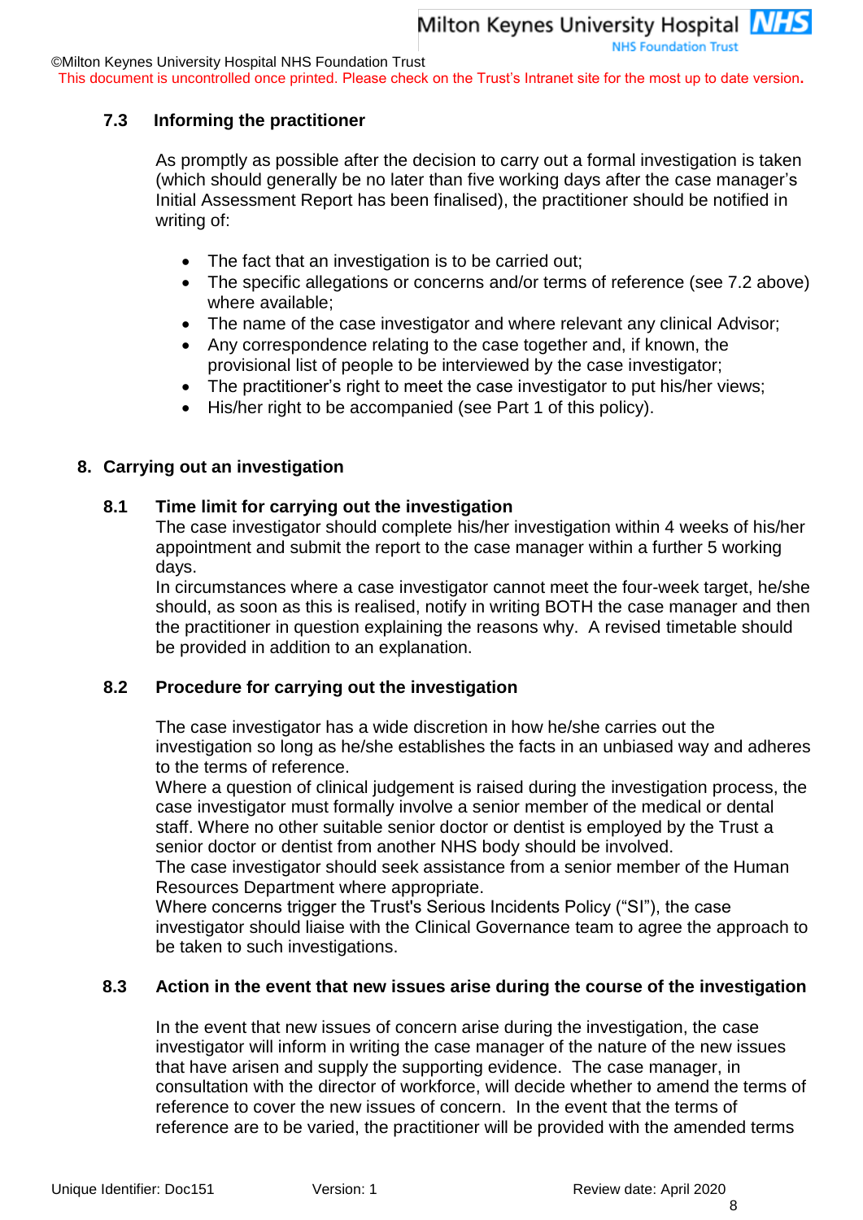### 7.3 Informing the practitioner

As promptly as possible after the decision to carry out a formal investigation is taken (which should generally be no later than five working days after the case manager's Initial Assessment Report has been finalised), the practitioner should be notified in writing of:

- The fact that an investigation is to be carried out;
- The specific allegations or concerns and/or terms of reference (see 7.2 above) where available;
- The name of the case investigator and where relevant any clinical Advisor;
- Any correspondence relating to the case together and, if known, the provisional list of people to be interviewed by the case investigator;
- The practitioner's right to meet the case investigator to put his/her views;
- His/her right to be accompanied (see Part 1 of this policy).

## 8. Carrying out an investigation

### 8.1 Time limit for carrying out the investigation

The case investigator should complete his/her investigation within 4 weeks of his/her appointment and submit the report to the case manager within a further 5 working days.

In circumstances where a case investigator cannot meet the four-week target, he/she should, as soon as this is realised, notify in writing BOTH the case manager and then the practitioner in question explaining the reasons why. A revised timetable should be provided in addition to an explanation.

### 8.2 Procedure for carrying out the investigation

The case investigator has a wide discretion in how he/she carries out the investigation so long as he/she establishes the facts in an unbiased way and adheres to the terms of reference.

Where a question of clinical judgement is raised during the investigation process, the case investigator must formally involve a senior member of the medical or dental staff. Where no other suitable senior doctor or dentist is employed by the Trust a senior doctor or dentist from another NHS body should be involved.

The case investigator should seek assistance from a senior member of the Human Resources Department where appropriate.

Where concerns trigger the Trust's Serious Incidents Policy ("SI"), the case investigator should liaise with the Clinical Governance team to agree the approach to be taken to such investigations.

### 8.3 Action in the event that new issues arise during the course of the investigation

In the event that new issues of concern arise during the investigation, the case investigator will inform in writing the case manager of the nature of the new issues that have arisen and supply the supporting evidence. The case manager, in consultation with the director of workforce, will decide whether to amend the terms of reference to cover the new issues of concern. In the event that the terms of reference are to be varied, the practitioner will be provided with the amended terms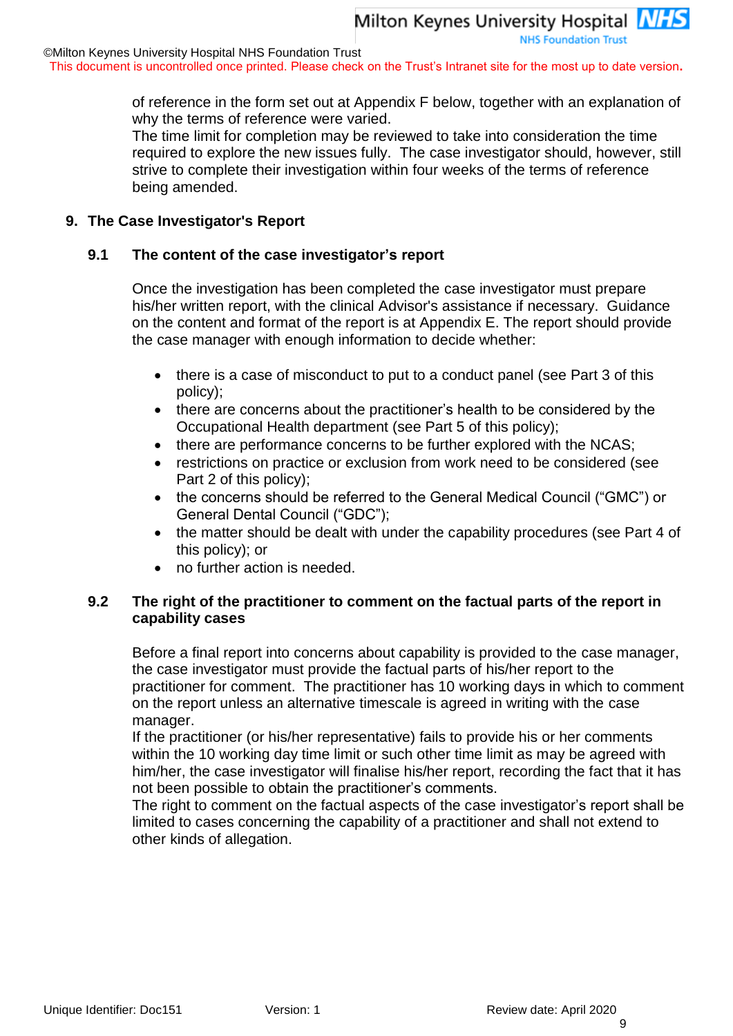of reference in the form set out at Appendix F below, together with an explanation of why the terms of reference were varied.

The time limit for completion may be reviewed to take into consideration the time required to explore the new issues fully. The case investigator should, however, still strive to complete their investigation within four weeks of the terms of reference being amended.

## 9. The Case Investigator's Report

### 9.1 The content of the case investigator's report

Once the investigation has been completed the case investigator must prepare his/her written report, with the clinical Advisor's assistance if necessary. Guidance on the content and format of the report is at Appendix E. The report should provide the case manager with enough information to decide whether:

- there is a case of misconduct to put to a conduct panel (see Part 3 of this policy);
- there are concerns about the practitioner's health to be considered by the Occupational Health department (see Part 5 of this policy);
- there are performance concerns to be further explored with the NCAS;
- restrictions on practice or exclusion from work need to be considered (see Part 2 of this policy);
- the concerns should be referred to the General Medical Council ("GMC") or General Dental Council ("GDC");
- the matter should be dealt with under the capability procedures (see Part 4 of this policy); or
- no further action is needed.

### 9.2 The right of the practitioner to comment on the factual parts of the report in capability cases

Before a final report into concerns about capability is provided to the case manager, the case investigator must provide the factual parts of his/her report to the practitioner for comment. The practitioner has 10 working days in which to comment on the report unless an alternative timescale is agreed in writing with the case manager.

If the practitioner (or his/her representative) fails to provide his or her comments within the 10 working day time limit or such other time limit as may be agreed with him/her, the case investigator will finalise his/her report, recording the fact that it has not been possible to obtain the practitioner's comments.

The right to comment on the factual aspects of the case investigator's report shall be limited to cases concerning the capability of a practitioner and shall not extend to other kinds of allegation.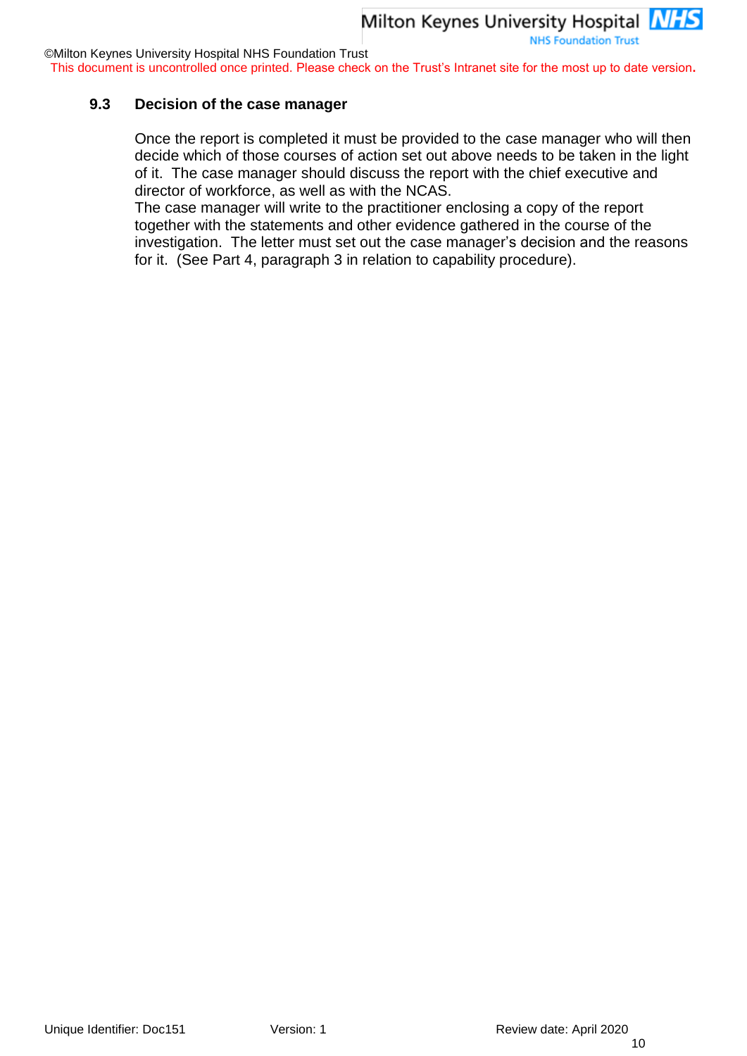### 9.3 Decision of the case manager

Once the report is completed it must be provided to the case manager who will then decide which of those courses of action set out above needs to be taken in the light of it. The case manager should discuss the report with the chief executive and director of workforce, as well as with the NCAS.
The case manager will write to the practitioner enclosing a copy of the report together with the statements and other evidence gathered in the course of the investigation. The letter must set out the case manager's decision and the reasons for it. (See Part 4, paragraph 3 in relation to capability procedure).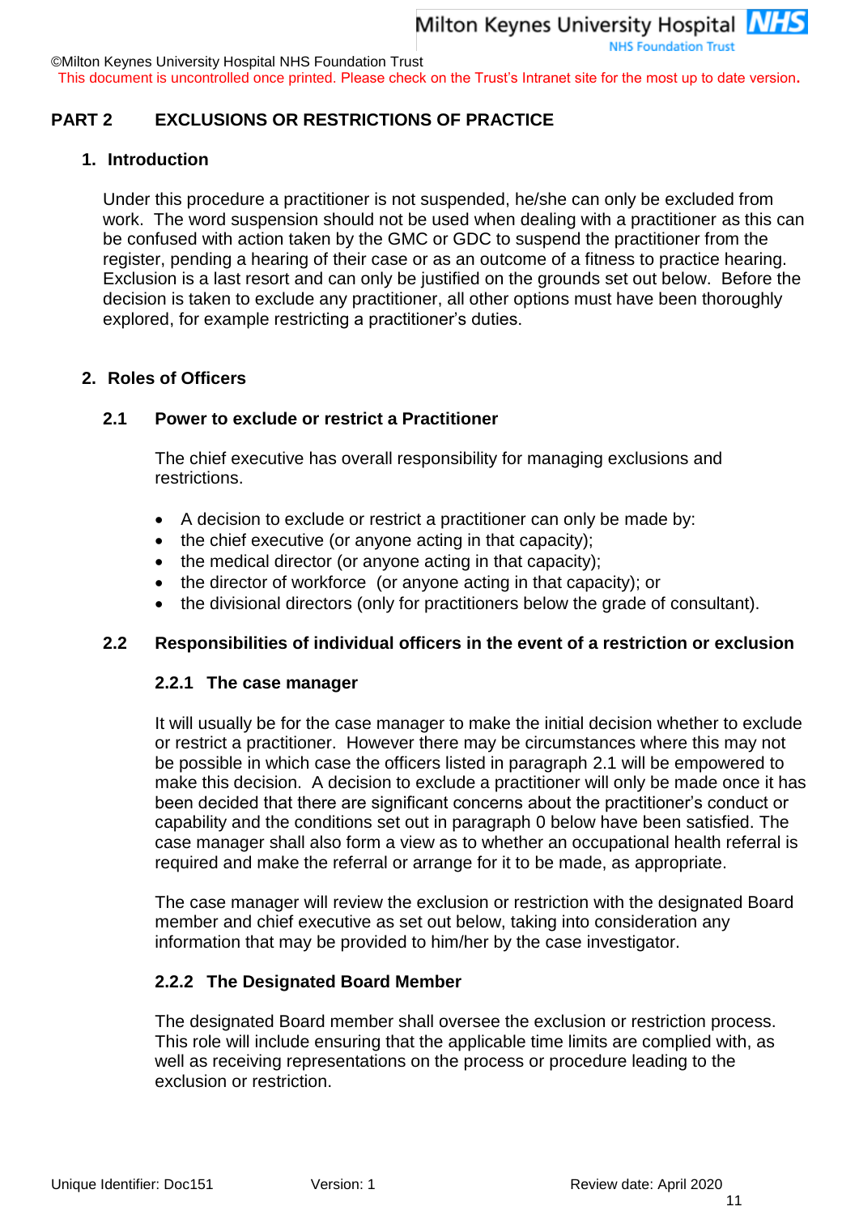## PART 2 EXCLUSIONS OR RESTRICTIONS OF PRACTICE

### 1. Introduction

Under this procedure a practitioner is not suspended, he/she can only be excluded from work. The word suspension should not be used when dealing with a practitioner as this can be confused with action taken by the GMC or GDC to suspend the practitioner from the register, pending a hearing of their case or as an outcome of a fitness to practice hearing. Exclusion is a last resort and can only be justified on the grounds set out below. Before the decision is taken to exclude any practitioner, all other options must have been thoroughly explored, for example restricting a practitioner's duties.

### 2. Roles of Officers

#### 2.1 Power to exclude or restrict a Practitioner

The chief executive has overall responsibility for managing exclusions and restrictions.

- A decision to exclude or restrict a practitioner can only be made by:
- the chief executive (or anyone acting in that capacity);
- the medical director (or anyone acting in that capacity);
- the director of workforce (or anyone acting in that capacity); or
- the divisional directors (only for practitioners below the grade of consultant).

#### 2.2 Responsibilities of individual officers in the event of a restriction or exclusion

##### 2.2.1 The case manager

It will usually be for the case manager to make the initial decision whether to exclude or restrict a practitioner. However there may be circumstances where this may not be possible in which case the officers listed in paragraph 2.1 will be empowered to make this decision. A decision to exclude a practitioner will only be made once it has been decided that there are significant concerns about the practitioner's conduct or capability and the conditions set out in paragraph 0 below have been satisfied. The case manager shall also form a view as to whether an occupational health referral is required and make the referral or arrange for it to be made, as appropriate.

The case manager will review the exclusion or restriction with the designated Board member and chief executive as set out below, taking into consideration any information that may be provided to him/her by the case investigator.

##### 2.2.2 The Designated Board Member

The designated Board member shall oversee the exclusion or restriction process. This role will include ensuring that the applicable time limits are complied with, as well as receiving representations on the process or procedure leading to the exclusion or restriction.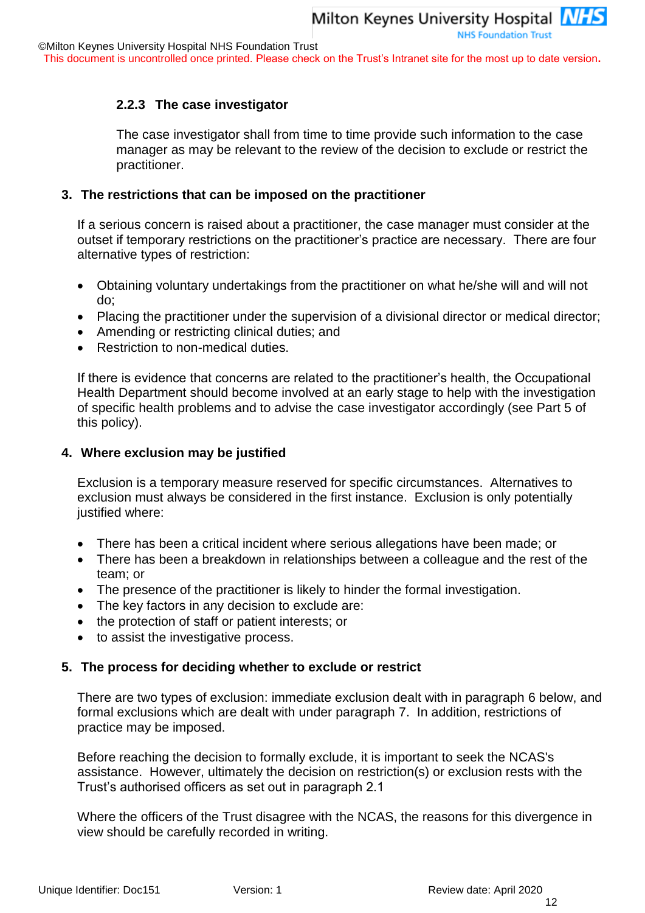### 2.2.3 The case investigator

The case investigator shall from time to time provide such information to the case manager as may be relevant to the review of the decision to exclude or restrict the practitioner.

## 3. The restrictions that can be imposed on the practitioner

If a serious concern is raised about a practitioner, the case manager must consider at the outset if temporary restrictions on the practitioner's practice are necessary. There are four alternative types of restriction:

- Obtaining voluntary undertakings from the practitioner on what he/she will and will not do;
- Placing the practitioner under the supervision of a divisional director or medical director;
- Amending or restricting clinical duties; and
- Restriction to non-medical duties.

If there is evidence that concerns are related to the practitioner's health, the Occupational Health Department should become involved at an early stage to help with the investigation of specific health problems and to advise the case investigator accordingly (see Part 5 of this policy).

## 4. Where exclusion may be justified

Exclusion is a temporary measure reserved for specific circumstances. Alternatives to exclusion must always be considered in the first instance. Exclusion is only potentially justified where:

- There has been a critical incident where serious allegations have been made; or
- There has been a breakdown in relationships between a colleague and the rest of the team; or
- The presence of the practitioner is likely to hinder the formal investigation.
- The key factors in any decision to exclude are:
- the protection of staff or patient interests; or
- to assist the investigative process.

## 5. The process for deciding whether to exclude or restrict

There are two types of exclusion: immediate exclusion dealt with in paragraph 6 below, and formal exclusions which are dealt with under paragraph 7. In addition, restrictions of practice may be imposed.

Before reaching the decision to formally exclude, it is important to seek the NCAS's assistance. However, ultimately the decision on restriction(s) or exclusion rests with the Trust's authorised officers as set out in paragraph 2.1

Where the officers of the Trust disagree with the NCAS, the reasons for this divergence in view should be carefully recorded in writing.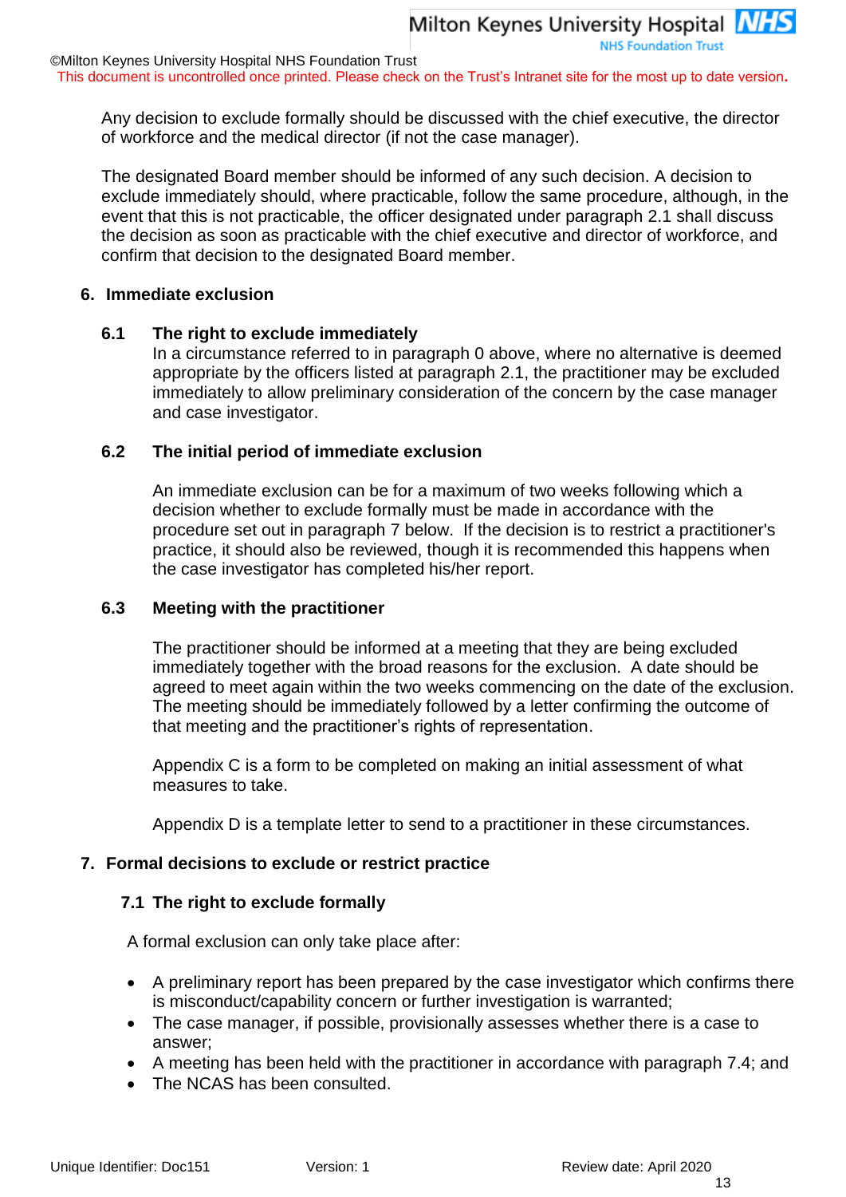Any decision to exclude formally should be discussed with the chief executive, the director of workforce and the medical director (if not the case manager).

The designated Board member should be informed of any such decision. A decision to exclude immediately should, where practicable, follow the same procedure, although, in the event that this is not practicable, the officer designated under paragraph 2.1 shall discuss the decision as soon as practicable with the chief executive and director of workforce, and confirm that decision to the designated Board member.

## 6. Immediate exclusion

### 6.1 The right to exclude immediately

In a circumstance referred to in paragraph 0 above, where no alternative is deemed appropriate by the officers listed at paragraph 2.1, the practitioner may be excluded immediately to allow preliminary consideration of the concern by the case manager and case investigator.

### 6.2 The initial period of immediate exclusion

An immediate exclusion can be for a maximum of two weeks following which a decision whether to exclude formally must be made in accordance with the procedure set out in paragraph 7 below. If the decision is to restrict a practitioner's practice, it should also be reviewed, though it is recommended this happens when the case investigator has completed his/her report.

### 6.3 Meeting with the practitioner

The practitioner should be informed at a meeting that they are being excluded immediately together with the broad reasons for the exclusion. A date should be agreed to meet again within the two weeks commencing on the date of the exclusion. The meeting should be immediately followed by a letter confirming the outcome of that meeting and the practitioner's rights of representation.

Appendix C is a form to be completed on making an initial assessment of what measures to take.

Appendix D is a template letter to send to a practitioner in these circumstances.

## 7. Formal decisions to exclude or restrict practice

### 7.1 The right to exclude formally

A formal exclusion can only take place after:

- A preliminary report has been prepared by the case investigator which confirms there is misconduct/capability concern or further investigation is warranted;
- The case manager, if possible, provisionally assesses whether there is a case to answer;
- A meeting has been held with the practitioner in accordance with paragraph 7.4; and
- The NCAS has been consulted.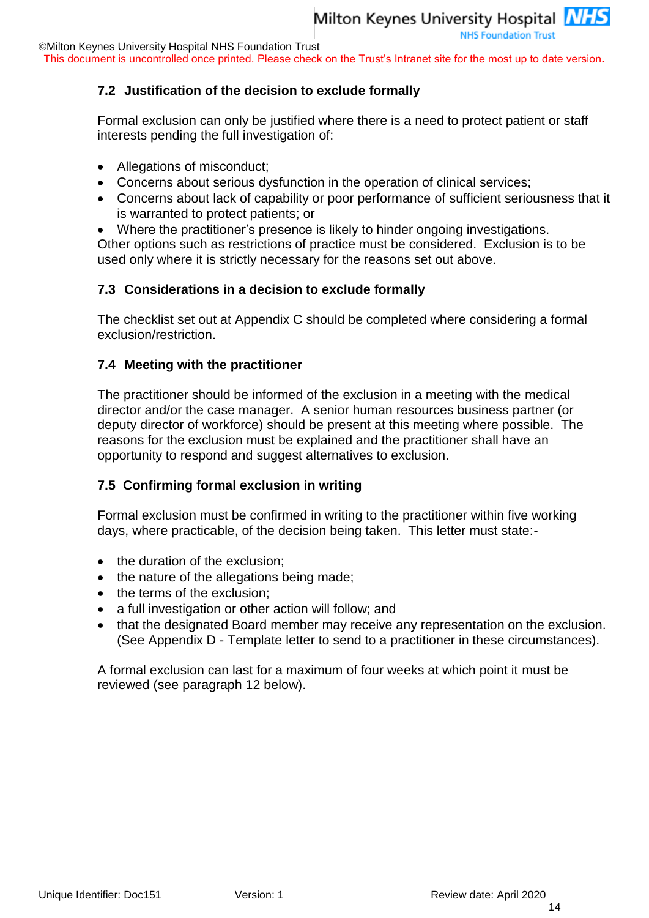### 7.2 Justification of the decision to exclude formally

Formal exclusion can only be justified where there is a need to protect patient or staff interests pending the full investigation of:

- Allegations of misconduct;
- Concerns about serious dysfunction in the operation of clinical services;
- Concerns about lack of capability or poor performance of sufficient seriousness that it is warranted to protect patients; or
- Where the practitioner's presence is likely to hinder ongoing investigations.

Other options such as restrictions of practice must be considered. Exclusion is to be used only where it is strictly necessary for the reasons set out above.

### 7.3 Considerations in a decision to exclude formally

The checklist set out at Appendix C should be completed where considering a formal exclusion/restriction.

### 7.4 Meeting with the practitioner

The practitioner should be informed of the exclusion in a meeting with the medical director and/or the case manager. A senior human resources business partner (or deputy director of workforce) should be present at this meeting where possible. The reasons for the exclusion must be explained and the practitioner shall have an opportunity to respond and suggest alternatives to exclusion.

### 7.5 Confirming formal exclusion in writing

Formal exclusion must be confirmed in writing to the practitioner within five working days, where practicable, of the decision being taken. This letter must state:-

- the duration of the exclusion;
- the nature of the allegations being made;
- the terms of the exclusion;
- a full investigation or other action will follow; and
- that the designated Board member may receive any representation on the exclusion. (See Appendix D - Template letter to send to a practitioner in these circumstances).

A formal exclusion can last for a maximum of four weeks at which point it must be reviewed (see paragraph 12 below).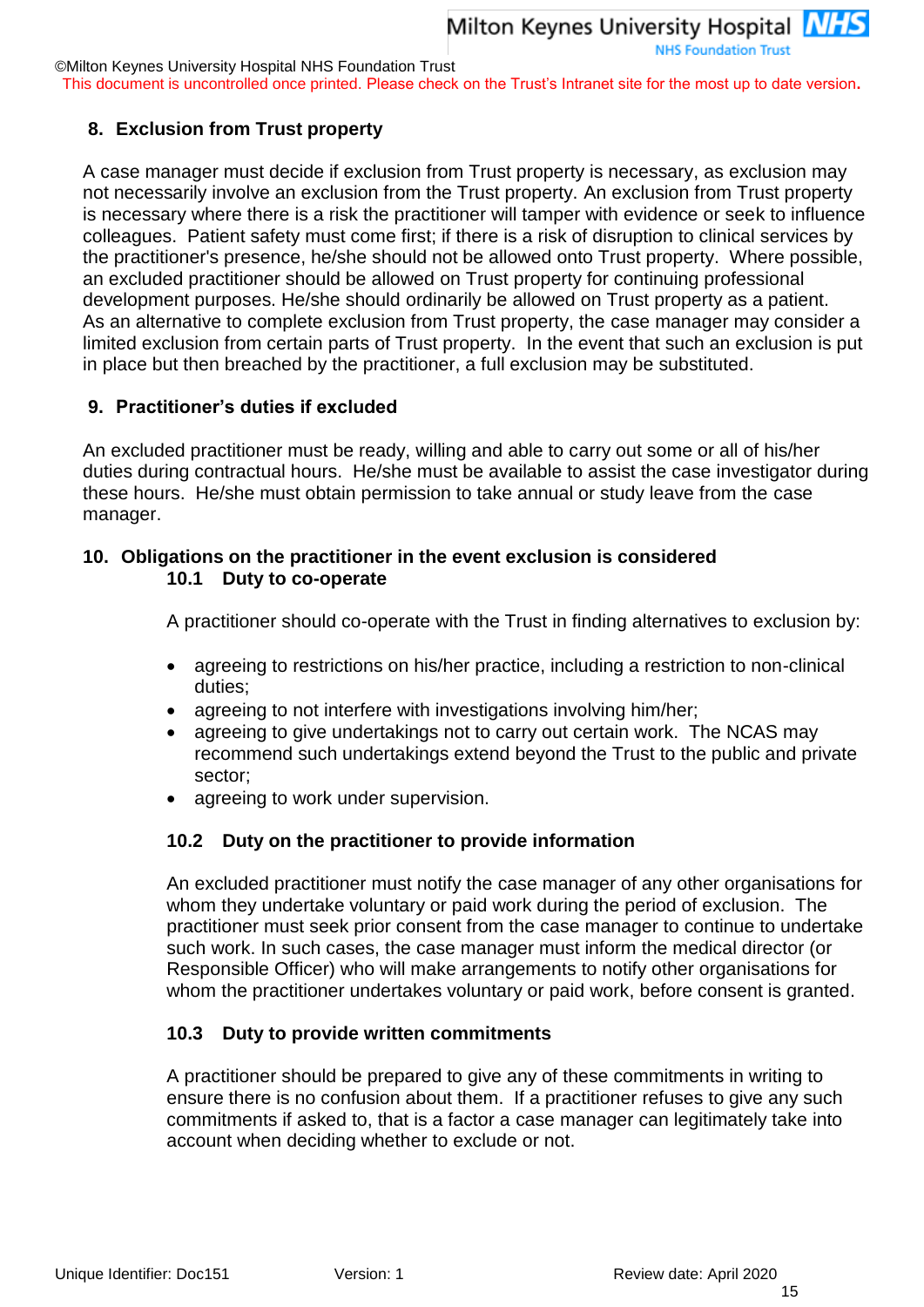## 8. Exclusion from Trust property

A case manager must decide if exclusion from Trust property is necessary, as exclusion may not necessarily involve an exclusion from the Trust property. An exclusion from Trust property is necessary where there is a risk the practitioner will tamper with evidence or seek to influence colleagues. Patient safety must come first; if there is a risk of disruption to clinical services by the practitioner's presence, he/she should not be allowed onto Trust property. Where possible, an excluded practitioner should be allowed on Trust property for continuing professional development purposes. He/she should ordinarily be allowed on Trust property as a patient. As an alternative to complete exclusion from Trust property, the case manager may consider a limited exclusion from certain parts of Trust property. In the event that such an exclusion is put in place but then breached by the practitioner, a full exclusion may be substituted.

## 9. Practitioner's duties if excluded

An excluded practitioner must be ready, willing and able to carry out some or all of his/her duties during contractual hours. He/she must be available to assist the case investigator during these hours. He/she must obtain permission to take annual or study leave from the case manager.

## 10. Obligations on the practitioner in the event exclusion is considered

### 10.1 Duty to co-operate

A practitioner should co-operate with the Trust in finding alternatives to exclusion by:

- agreeing to restrictions on his/her practice, including a restriction to non-clinical duties;
- agreeing to not interfere with investigations involving him/her;
- agreeing to give undertakings not to carry out certain work. The NCAS may recommend such undertakings extend beyond the Trust to the public and private sector;
- agreeing to work under supervision.

### 10.2 Duty on the practitioner to provide information

An excluded practitioner must notify the case manager of any other organisations for whom they undertake voluntary or paid work during the period of exclusion. The practitioner must seek prior consent from the case manager to continue to undertake such work. In such cases, the case manager must inform the medical director (or Responsible Officer) who will make arrangements to notify other organisations for whom the practitioner undertakes voluntary or paid work, before consent is granted.

### 10.3 Duty to provide written commitments

A practitioner should be prepared to give any of these commitments in writing to ensure there is no confusion about them. If a practitioner refuses to give any such commitments if asked to, that is a factor a case manager can legitimately take into account when deciding whether to exclude or not.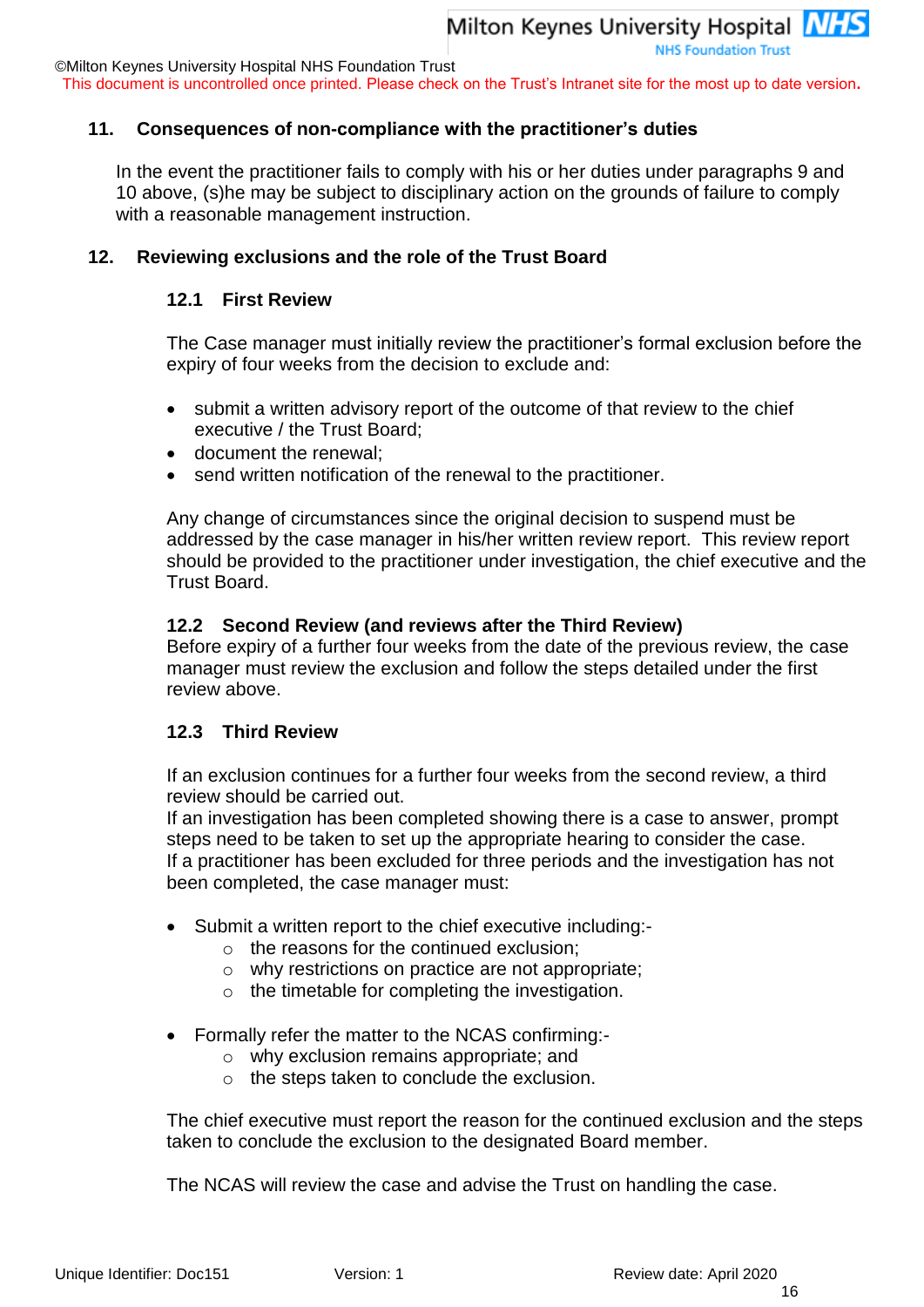## 11. Consequences of non-compliance with the practitioner's duties

In the event the practitioner fails to comply with his or her duties under paragraphs 9 and 10 above, (s)he may be subject to disciplinary action on the grounds of failure to comply with a reasonable management instruction.

## 12. Reviewing exclusions and the role of the Trust Board

### 12.1 First Review

The Case manager must initially review the practitioner's formal exclusion before the expiry of four weeks from the decision to exclude and:

- submit a written advisory report of the outcome of that review to the chief executive / the Trust Board;
- document the renewal;
- send written notification of the renewal to the practitioner.

Any change of circumstances since the original decision to suspend must be addressed by the case manager in his/her written review report. This review report should be provided to the practitioner under investigation, the chief executive and the Trust Board.

### 12.2 Second Review (and reviews after the Third Review)

Before expiry of a further four weeks from the date of the previous review, the case manager must review the exclusion and follow the steps detailed under the first review above.

### 12.3 Third Review

If an exclusion continues for a further four weeks from the second review, a third review should be carried out.
If an investigation has been completed showing there is a case to answer, prompt steps need to be taken to set up the appropriate hearing to consider the case.
If a practitioner has been excluded for three periods and the investigation has not been completed, the case manager must:

- Submit a written report to the chief executive including:-
  - the reasons for the continued exclusion;
  - why restrictions on practice are not appropriate;
  - the timetable for completing the investigation.

- Formally refer the matter to the NCAS confirming:-
  - why exclusion remains appropriate; and
  - the steps taken to conclude the exclusion.

The chief executive must report the reason for the continued exclusion and the steps taken to conclude the exclusion to the designated Board member.

The NCAS will review the case and advise the Trust on handling the case.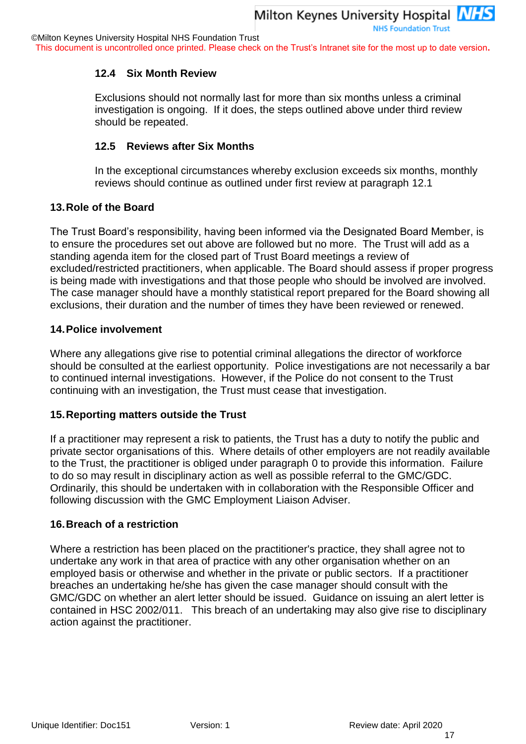### 12.4 Six Month Review

Exclusions should not normally last for more than six months unless a criminal investigation is ongoing. If it does, the steps outlined above under third review should be repeated.

### 12.5 Reviews after Six Months

In the exceptional circumstances whereby exclusion exceeds six months, monthly reviews should continue as outlined under first review at paragraph 12.1

## 13. Role of the Board

The Trust Board's responsibility, having been informed via the Designated Board Member, is to ensure the procedures set out above are followed but no more. The Trust will add as a standing agenda item for the closed part of Trust Board meetings a review of excluded/restricted practitioners, when applicable. The Board should assess if proper progress is being made with investigations and that those people who should be involved are involved. The case manager should have a monthly statistical report prepared for the Board showing all exclusions, their duration and the number of times they have been reviewed or renewed.

## 14. Police involvement

Where any allegations give rise to potential criminal allegations the director of workforce should be consulted at the earliest opportunity. Police investigations are not necessarily a bar to continued internal investigations. However, if the Police do not consent to the Trust continuing with an investigation, the Trust must cease that investigation.

## 15. Reporting matters outside the Trust

If a practitioner may represent a risk to patients, the Trust has a duty to notify the public and private sector organisations of this. Where details of other employers are not readily available to the Trust, the practitioner is obliged under paragraph 0 to provide this information. Failure to do so may result in disciplinary action as well as possible referral to the GMC/GDC. Ordinarily, this should be undertaken with in collaboration with the Responsible Officer and following discussion with the GMC Employment Liaison Adviser.

## 16. Breach of a restriction

Where a restriction has been placed on the practitioner's practice, they shall agree not to undertake any work in that area of practice with any other organisation whether on an employed basis or otherwise and whether in the private or public sectors. If a practitioner breaches an undertaking he/she has given the case manager should consult with the GMC/GDC on whether an alert letter should be issued. Guidance on issuing an alert letter is contained in HSC 2002/011. This breach of an undertaking may also give rise to disciplinary action against the practitioner.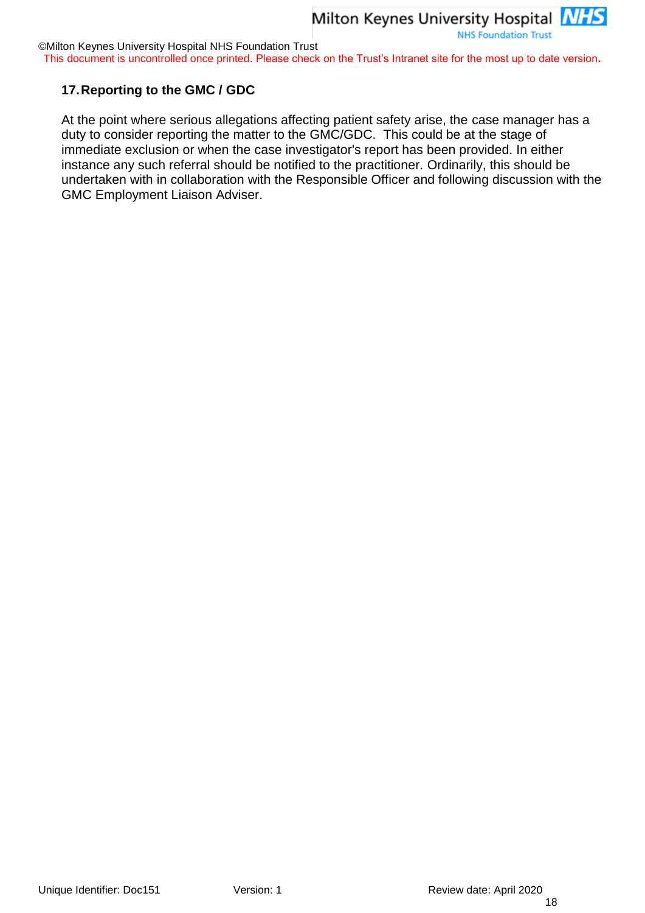## 17. Reporting to the GMC / GDC

At the point where serious allegations affecting patient safety arise, the case manager has a duty to consider reporting the matter to the GMC/GDC. This could be at the stage of immediate exclusion or when the case investigator's report has been provided. In either instance any such referral should be notified to the practitioner. Ordinarily, this should be undertaken with in collaboration with the Responsible Officer and following discussion with the GMC Employment Liaison Adviser.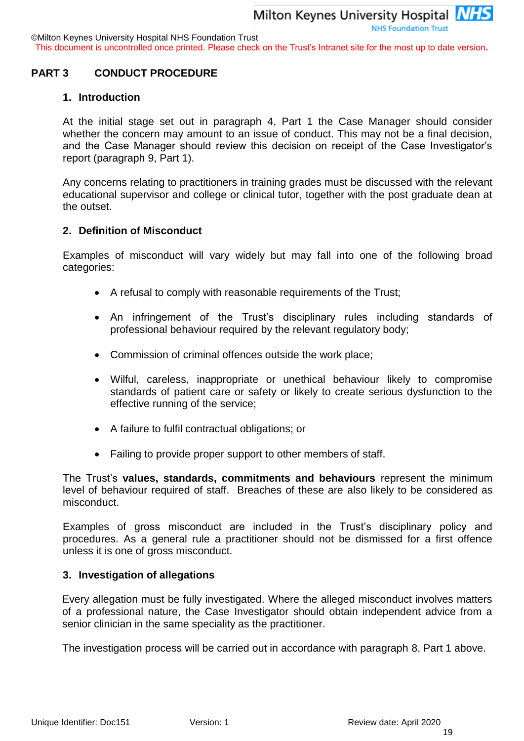## PART 3 CONDUCT PROCEDURE

### 1. Introduction

At the initial stage set out in paragraph 4, Part 1 the Case Manager should consider whether the concern may amount to an issue of conduct. This may not be a final decision, and the Case Manager should review this decision on receipt of the Case Investigator's report (paragraph 9, Part 1).

Any concerns relating to practitioners in training grades must be discussed with the relevant educational supervisor and college or clinical tutor, together with the post graduate dean at the outset.

### 2. Definition of Misconduct

Examples of misconduct will vary widely but may fall into one of the following broad categories:

- A refusal to comply with reasonable requirements of the Trust;
- An infringement of the Trust's disciplinary rules including standards of professional behaviour required by the relevant regulatory body;
- Commission of criminal offences outside the work place;
- Wilful, careless, inappropriate or unethical behaviour likely to compromise standards of patient care or safety or likely to create serious dysfunction to the effective running of the service;
- A failure to fulfil contractual obligations; or
- Failing to provide proper support to other members of staff.

The Trust's **values, standards, commitments and behaviours** represent the minimum level of behaviour required of staff. Breaches of these are also likely to be considered as misconduct.

Examples of gross misconduct are included in the Trust's disciplinary policy and procedures. As a general rule a practitioner should not be dismissed for a first offence unless it is one of gross misconduct.

### 3. Investigation of allegations

Every allegation must be fully investigated. Where the alleged misconduct involves matters of a professional nature, the Case Investigator should obtain independent advice from a senior clinician in the same speciality as the practitioner.

The investigation process will be carried out in accordance with paragraph 8, Part 1 above.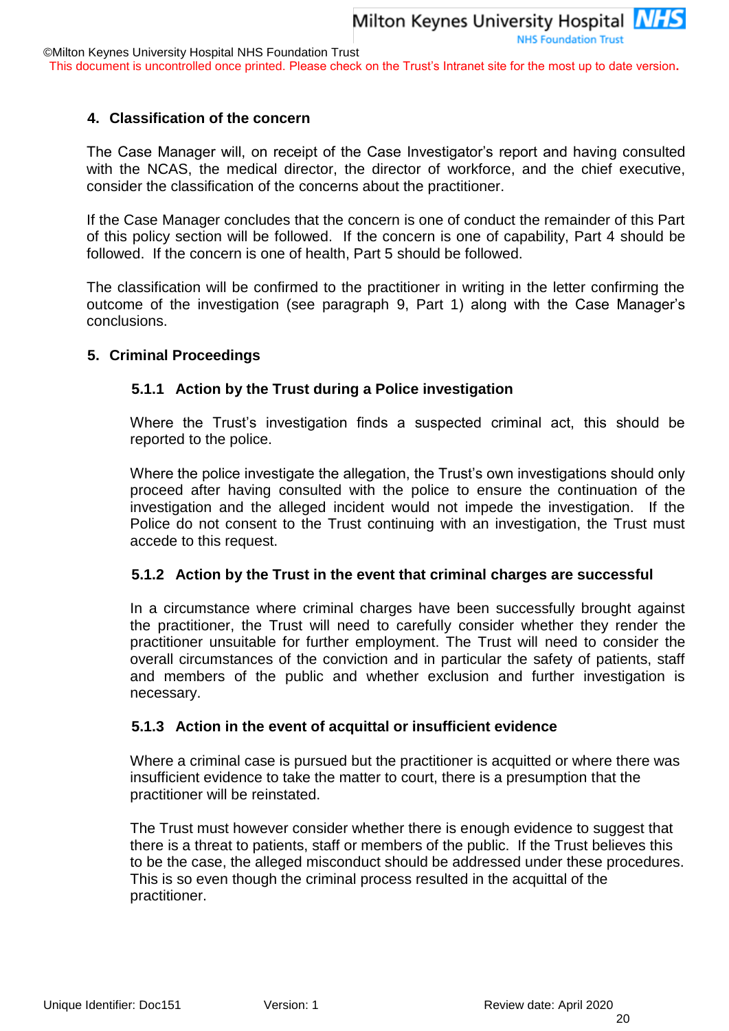## 4. Classification of the concern

The Case Manager will, on receipt of the Case Investigator's report and having consulted with the NCAS, the medical director, the director of workforce, and the chief executive, consider the classification of the concerns about the practitioner.

If the Case Manager concludes that the concern is one of conduct the remainder of this Part of this policy section will be followed. If the concern is one of capability, Part 4 should be followed. If the concern is one of health, Part 5 should be followed.

The classification will be confirmed to the practitioner in writing in the letter confirming the outcome of the investigation (see paragraph 9, Part 1) along with the Case Manager's conclusions.

## 5. Criminal Proceedings

### 5.1.1 Action by the Trust during a Police investigation

Where the Trust's investigation finds a suspected criminal act, this should be reported to the police.

Where the police investigate the allegation, the Trust's own investigations should only proceed after having consulted with the police to ensure the continuation of the investigation and the alleged incident would not impede the investigation. If the Police do not consent to the Trust continuing with an investigation, the Trust must accede to this request.

### 5.1.2 Action by the Trust in the event that criminal charges are successful

In a circumstance where criminal charges have been successfully brought against the practitioner, the Trust will need to carefully consider whether they render the practitioner unsuitable for further employment. The Trust will need to consider the overall circumstances of the conviction and in particular the safety of patients, staff and members of the public and whether exclusion and further investigation is necessary.

### 5.1.3 Action in the event of acquittal or insufficient evidence

Where a criminal case is pursued but the practitioner is acquitted or where there was insufficient evidence to take the matter to court, there is a presumption that the practitioner will be reinstated.

The Trust must however consider whether there is enough evidence to suggest that there is a threat to patients, staff or members of the public. If the Trust believes this to be the case, the alleged misconduct should be addressed under these procedures. This is so even though the criminal process resulted in the acquittal of the practitioner.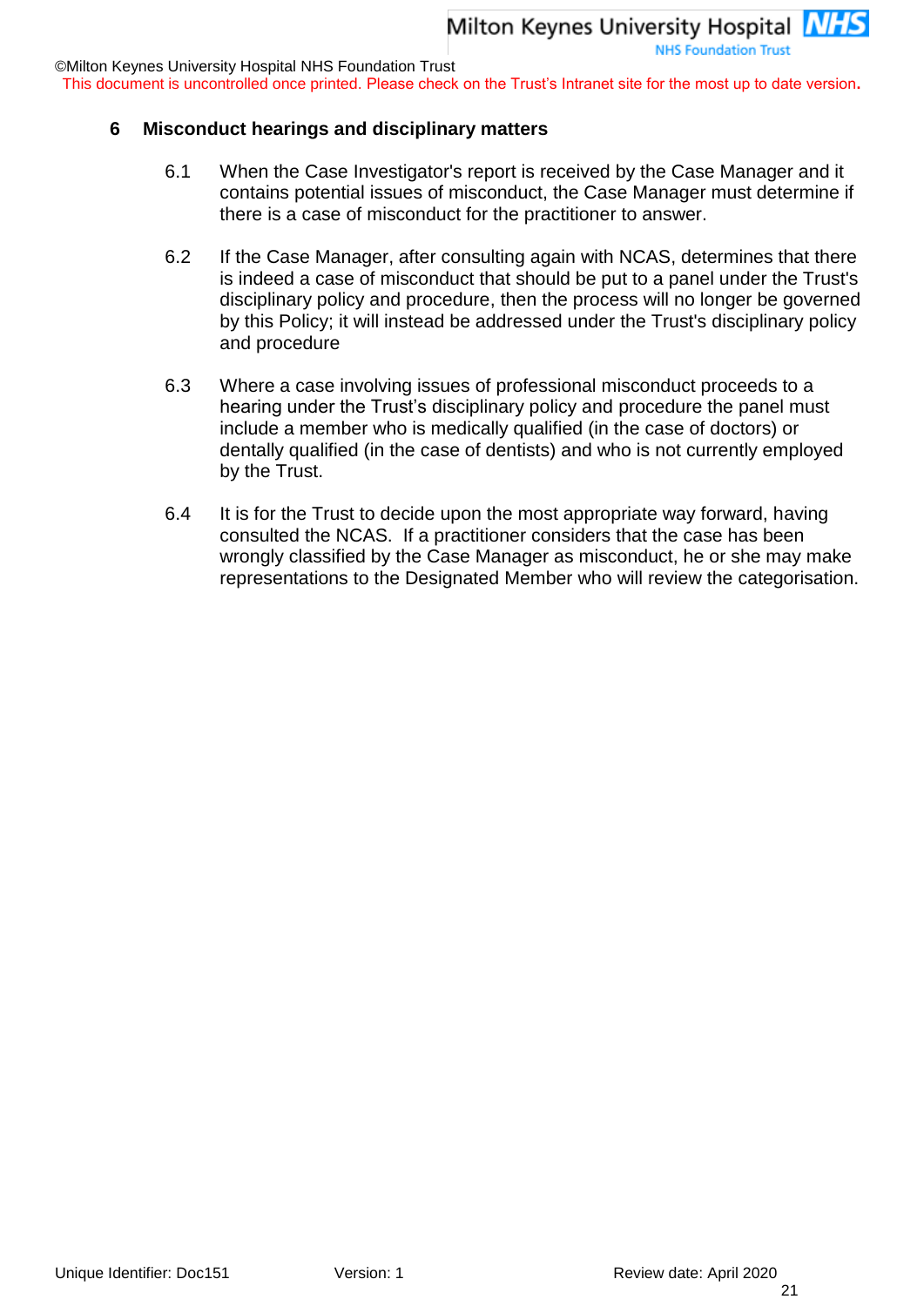## 6 Misconduct hearings and disciplinary matters

6.1 When the Case Investigator's report is received by the Case Manager and it contains potential issues of misconduct, the Case Manager must determine if there is a case of misconduct for the practitioner to answer.

6.2 If the Case Manager, after consulting again with NCAS, determines that there is indeed a case of misconduct that should be put to a panel under the Trust's disciplinary policy and procedure, then the process will no longer be governed by this Policy; it will instead be addressed under the Trust's disciplinary policy and procedure

6.3 Where a case involving issues of professional misconduct proceeds to a hearing under the Trust's disciplinary policy and procedure the panel must include a member who is medically qualified (in the case of doctors) or dentally qualified (in the case of dentists) and who is not currently employed by the Trust.

6.4 It is for the Trust to decide upon the most appropriate way forward, having consulted the NCAS. If a practitioner considers that the case has been wrongly classified by the Case Manager as misconduct, he or she may make representations to the Designated Member who will review the categorisation.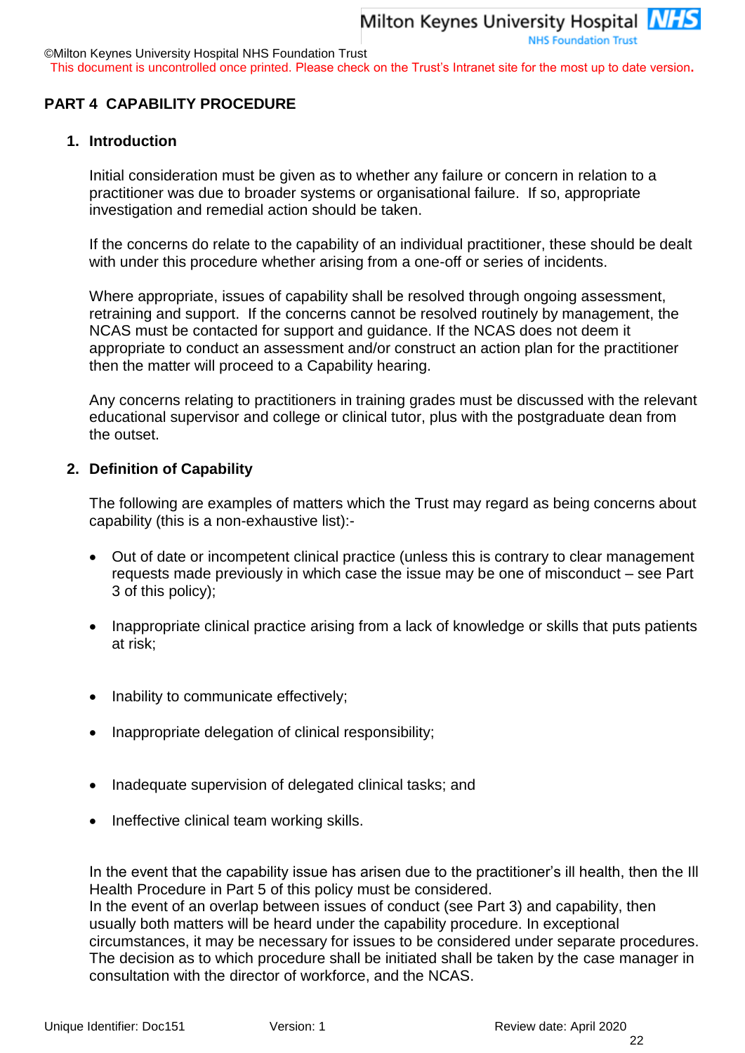## PART 4 CAPABILITY PROCEDURE

### 1. Introduction

Initial consideration must be given as to whether any failure or concern in relation to a practitioner was due to broader systems or organisational failure. If so, appropriate investigation and remedial action should be taken.

If the concerns do relate to the capability of an individual practitioner, these should be dealt with under this procedure whether arising from a one-off or series of incidents.

Where appropriate, issues of capability shall be resolved through ongoing assessment, retraining and support. If the concerns cannot be resolved routinely by management, the NCAS must be contacted for support and guidance. If the NCAS does not deem it appropriate to conduct an assessment and/or construct an action plan for the practitioner then the matter will proceed to a Capability hearing.

Any concerns relating to practitioners in training grades must be discussed with the relevant educational supervisor and college or clinical tutor, plus with the postgraduate dean from the outset.

### 2. Definition of Capability

The following are examples of matters which the Trust may regard as being concerns about capability (this is a non-exhaustive list):-

- Out of date or incompetent clinical practice (unless this is contrary to clear management requests made previously in which case the issue may be one of misconduct – see Part 3 of this policy);
- Inappropriate clinical practice arising from a lack of knowledge or skills that puts patients at risk;
- Inability to communicate effectively;
- Inappropriate delegation of clinical responsibility;
- Inadequate supervision of delegated clinical tasks; and
- Ineffective clinical team working skills.

In the event that the capability issue has arisen due to the practitioner's ill health, then the Ill Health Procedure in Part 5 of this policy must be considered.
In the event of an overlap between issues of conduct (see Part 3) and capability, then usually both matters will be heard under the capability procedure. In exceptional circumstances, it may be necessary for issues to be considered under separate procedures. The decision as to which procedure shall be initiated shall be taken by the case manager in consultation with the director of workforce, and the NCAS.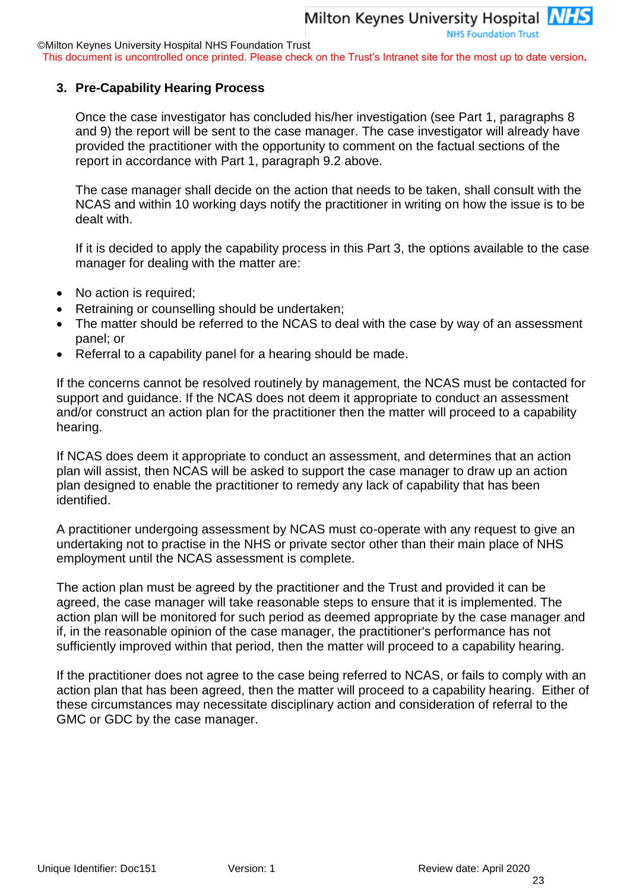## 3. Pre-Capability Hearing Process

Once the case investigator has concluded his/her investigation (see Part 1, paragraphs 8 and 9) the report will be sent to the case manager. The case investigator will already have provided the practitioner with the opportunity to comment on the factual sections of the report in accordance with Part 1, paragraph 9.2 above.

The case manager shall decide on the action that needs to be taken, shall consult with the NCAS and within 10 working days notify the practitioner in writing on how the issue is to be dealt with.

If it is decided to apply the capability process in this Part 3, the options available to the case manager for dealing with the matter are:

- No action is required;
- Retraining or counselling should be undertaken;
- The matter should be referred to the NCAS to deal with the case by way of an assessment panel; or
- Referral to a capability panel for a hearing should be made.

If the concerns cannot be resolved routinely by management, the NCAS must be contacted for support and guidance. If the NCAS does not deem it appropriate to conduct an assessment and/or construct an action plan for the practitioner then the matter will proceed to a capability hearing.

If NCAS does deem it appropriate to conduct an assessment, and determines that an action plan will assist, then NCAS will be asked to support the case manager to draw up an action plan designed to enable the practitioner to remedy any lack of capability that has been identified.

A practitioner undergoing assessment by NCAS must co-operate with any request to give an undertaking not to practise in the NHS or private sector other than their main place of NHS employment until the NCAS assessment is complete.

The action plan must be agreed by the practitioner and the Trust and provided it can be agreed, the case manager will take reasonable steps to ensure that it is implemented. The action plan will be monitored for such period as deemed appropriate by the case manager and if, in the reasonable opinion of the case manager, the practitioner's performance has not sufficiently improved within that period, then the matter will proceed to a capability hearing.

If the practitioner does not agree to the case being referred to NCAS, or fails to comply with an action plan that has been agreed, then the matter will proceed to a capability hearing. Either of these circumstances may necessitate disciplinary action and consideration of referral to the GMC or GDC by the case manager.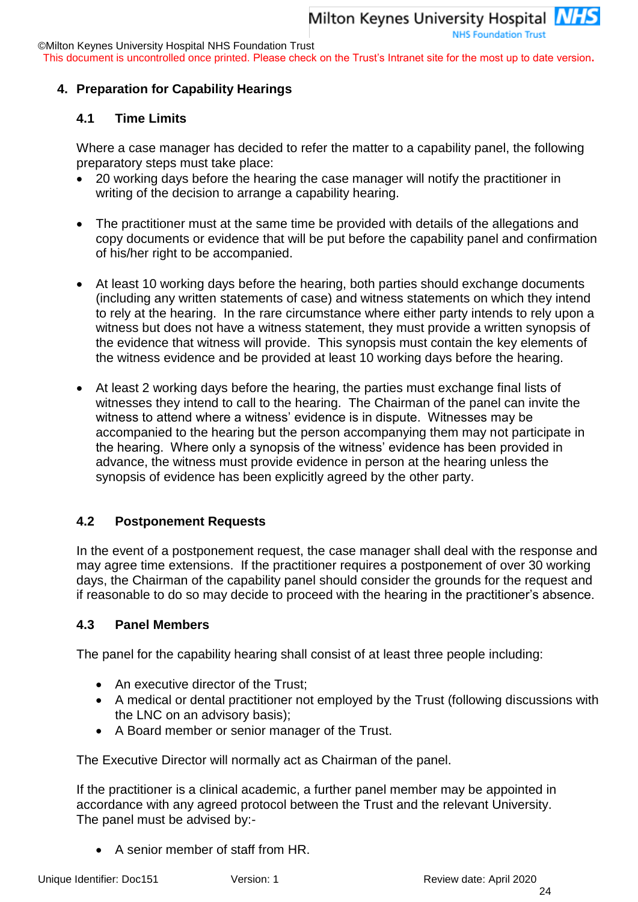## 4. Preparation for Capability Hearings

### 4.1 Time Limits

Where a case manager has decided to refer the matter to a capability panel, the following preparatory steps must take place:

- 20 working days before the hearing the case manager will notify the practitioner in writing of the decision to arrange a capability hearing.

- The practitioner must at the same time be provided with details of the allegations and copy documents or evidence that will be put before the capability panel and confirmation of his/her right to be accompanied.

- At least 10 working days before the hearing, both parties should exchange documents (including any written statements of case) and witness statements on which they intend to rely at the hearing. In the rare circumstance where either party intends to rely upon a witness but does not have a witness statement, they must provide a written synopsis of the evidence that witness will provide. This synopsis must contain the key elements of the witness evidence and be provided at least 10 working days before the hearing.

- At least 2 working days before the hearing, the parties must exchange final lists of witnesses they intend to call to the hearing. The Chairman of the panel can invite the witness to attend where a witness' evidence is in dispute. Witnesses may be accompanied to the hearing but the person accompanying them may not participate in the hearing. Where only a synopsis of the witness' evidence has been provided in advance, the witness must provide evidence in person at the hearing unless the synopsis of evidence has been explicitly agreed by the other party.

### 4.2 Postponement Requests

In the event of a postponement request, the case manager shall deal with the response and may agree time extensions. If the practitioner requires a postponement of over 30 working days, the Chairman of the capability panel should consider the grounds for the request and if reasonable to do so may decide to proceed with the hearing in the practitioner's absence.

### 4.3 Panel Members

The panel for the capability hearing shall consist of at least three people including:

- An executive director of the Trust;
- A medical or dental practitioner not employed by the Trust (following discussions with the LNC on an advisory basis);
- A Board member or senior manager of the Trust.

The Executive Director will normally act as Chairman of the panel.

If the practitioner is a clinical academic, a further panel member may be appointed in accordance with any agreed protocol between the Trust and the relevant University.
The panel must be advised by:-

- A senior member of staff from HR.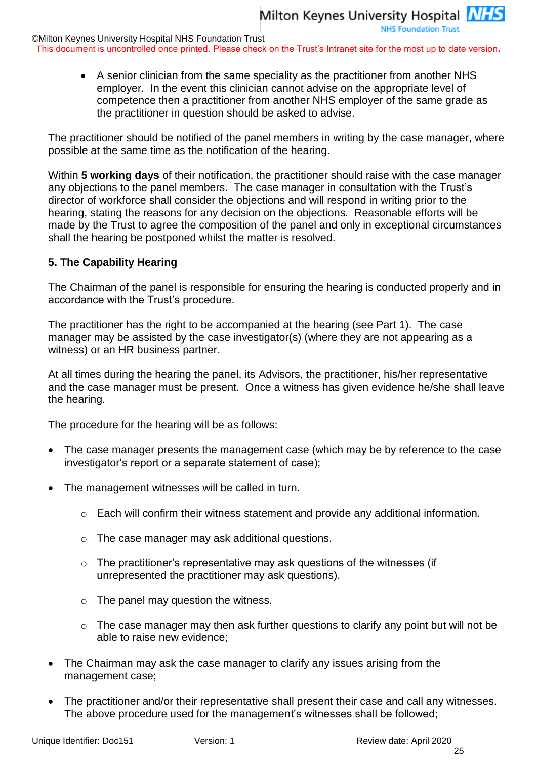- A senior clinician from the same speciality as the practitioner from another NHS employer. In the event this clinician cannot advise on the appropriate level of competence then a practitioner from another NHS employer of the same grade as the practitioner in question should be asked to advise.

The practitioner should be notified of the panel members in writing by the case manager, where possible at the same time as the notification of the hearing.

Within **5 working days** of their notification, the practitioner should raise with the case manager any objections to the panel members. The case manager in consultation with the Trust's director of workforce shall consider the objections and will respond in writing prior to the hearing, stating the reasons for any decision on the objections. Reasonable efforts will be made by the Trust to agree the composition of the panel and only in exceptional circumstances shall the hearing be postponed whilst the matter is resolved.

**5. The Capability Hearing**

The Chairman of the panel is responsible for ensuring the hearing is conducted properly and in accordance with the Trust's procedure.

The practitioner has the right to be accompanied at the hearing (see Part 1). The case manager may be assisted by the case investigator(s) (where they are not appearing as a witness) or an HR business partner.

At all times during the hearing the panel, its Advisors, the practitioner, his/her representative and the case manager must be present. Once a witness has given evidence he/she shall leave the hearing.

The procedure for the hearing will be as follows:

- The case manager presents the management case (which may be by reference to the case investigator's report or a separate statement of case);
- The management witnesses will be called in turn.
  - Each will confirm their witness statement and provide any additional information.
  - The case manager may ask additional questions.
  - The practitioner's representative may ask questions of the witnesses (if unrepresented the practitioner may ask questions).
  - The panel may question the witness.
  - The case manager may then ask further questions to clarify any point but will not be able to raise new evidence;
- The Chairman may ask the case manager to clarify any issues arising from the management case;
- The practitioner and/or their representative shall present their case and call any witnesses. The above procedure used for the management's witnesses shall be followed;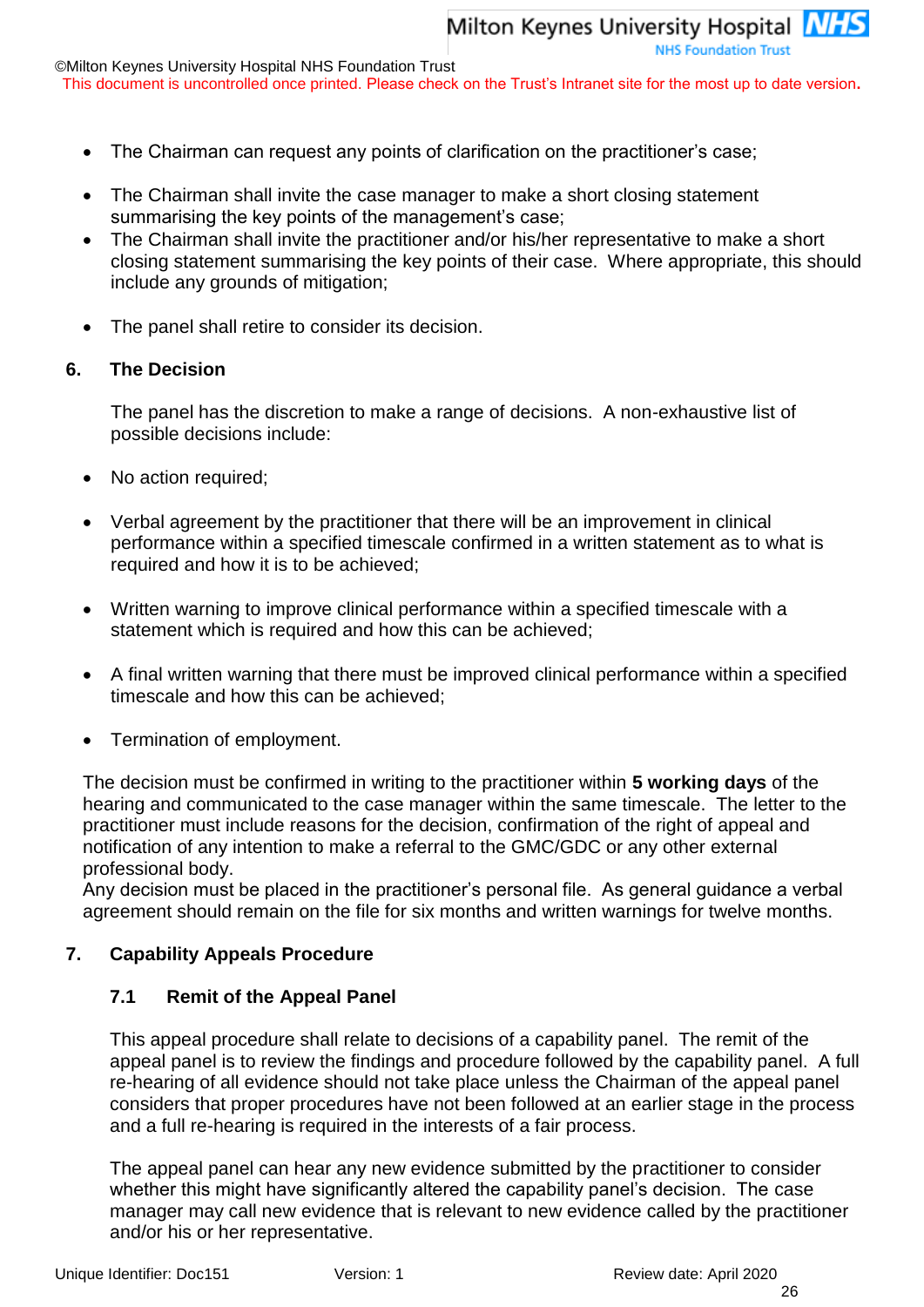- The Chairman can request any points of clarification on the practitioner's case;
- The Chairman shall invite the case manager to make a short closing statement summarising the key points of the management's case;
- The Chairman shall invite the practitioner and/or his/her representative to make a short closing statement summarising the key points of their case. Where appropriate, this should include any grounds of mitigation;
- The panel shall retire to consider its decision.

## 6. The Decision

The panel has the discretion to make a range of decisions. A non-exhaustive list of possible decisions include:

- No action required;
- Verbal agreement by the practitioner that there will be an improvement in clinical performance within a specified timescale confirmed in a written statement as to what is required and how it is to be achieved;
- Written warning to improve clinical performance within a specified timescale with a statement which is required and how this can be achieved;
- A final written warning that there must be improved clinical performance within a specified timescale and how this can be achieved;
- Termination of employment.

The decision must be confirmed in writing to the practitioner within **5 working days** of the hearing and communicated to the case manager within the same timescale. The letter to the practitioner must include reasons for the decision, confirmation of the right of appeal and notification of any intention to make a referral to the GMC/GDC or any other external professional body.
Any decision must be placed in the practitioner's personal file. As general guidance a verbal agreement should remain on the file for six months and written warnings for twelve months.

## 7. Capability Appeals Procedure

### 7.1 Remit of the Appeal Panel

This appeal procedure shall relate to decisions of a capability panel. The remit of the appeal panel is to review the findings and procedure followed by the capability panel. A full re-hearing of all evidence should not take place unless the Chairman of the appeal panel considers that proper procedures have not been followed at an earlier stage in the process and a full re-hearing is required in the interests of a fair process.

The appeal panel can hear any new evidence submitted by the practitioner to consider whether this might have significantly altered the capability panel's decision. The case manager may call new evidence that is relevant to new evidence called by the practitioner and/or his or her representative.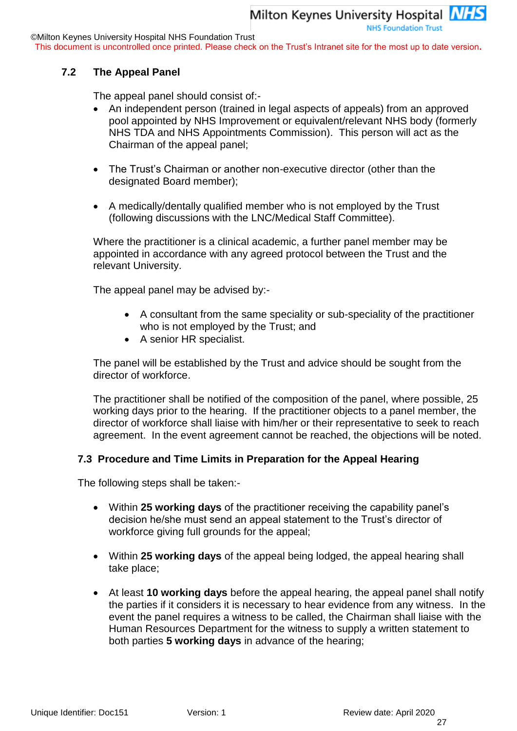### 7.2 The Appeal Panel

The appeal panel should consist of:-

- An independent person (trained in legal aspects of appeals) from an approved pool appointed by NHS Improvement or equivalent/relevant NHS body (formerly NHS TDA and NHS Appointments Commission). This person will act as the Chairman of the appeal panel;

- The Trust's Chairman or another non-executive director (other than the designated Board member);

- A medically/dentally qualified member who is not employed by the Trust (following discussions with the LNC/Medical Staff Committee).

Where the practitioner is a clinical academic, a further panel member may be appointed in accordance with any agreed protocol between the Trust and the relevant University.

The appeal panel may be advised by:-

- A consultant from the same speciality or sub-speciality of the practitioner who is not employed by the Trust; and
- A senior HR specialist.

The panel will be established by the Trust and advice should be sought from the director of workforce.

The practitioner shall be notified of the composition of the panel, where possible, 25 working days prior to the hearing. If the practitioner objects to a panel member, the director of workforce shall liaise with him/her or their representative to seek to reach agreement. In the event agreement cannot be reached, the objections will be noted.

### 7.3 Procedure and Time Limits in Preparation for the Appeal Hearing

The following steps shall be taken:-

- Within **25 working days** of the practitioner receiving the capability panel's decision he/she must send an appeal statement to the Trust's director of workforce giving full grounds for the appeal;

- Within **25 working days** of the appeal being lodged, the appeal hearing shall take place;

- At least **10 working days** before the appeal hearing, the appeal panel shall notify the parties if it considers it is necessary to hear evidence from any witness. In the event the panel requires a witness to be called, the Chairman shall liaise with the Human Resources Department for the witness to supply a written statement to both parties **5 working days** in advance of the hearing;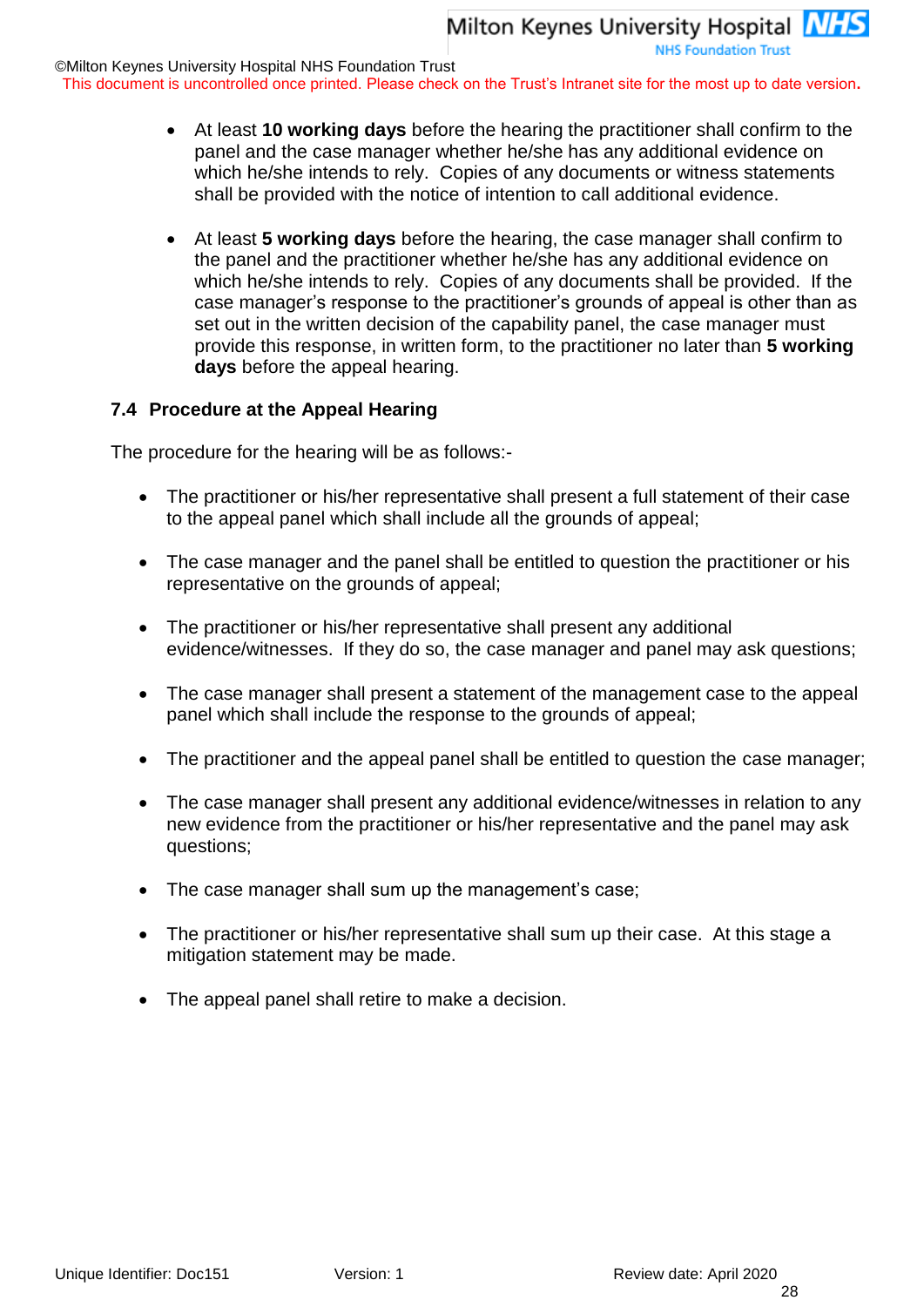- At least **10 working days** before the hearing the practitioner shall confirm to the panel and the case manager whether he/she has any additional evidence on which he/she intends to rely. Copies of any documents or witness statements shall be provided with the notice of intention to call additional evidence.

- At least **5 working days** before the hearing, the case manager shall confirm to the panel and the practitioner whether he/she has any additional evidence on which he/she intends to rely. Copies of any documents shall be provided. If the case manager's response to the practitioner's grounds of appeal is other than as set out in the written decision of the capability panel, the case manager must provide this response, in written form, to the practitioner no later than **5 working days** before the appeal hearing.

### 7.4 Procedure at the Appeal Hearing

The procedure for the hearing will be as follows:-

- The practitioner or his/her representative shall present a full statement of their case to the appeal panel which shall include all the grounds of appeal;

- The case manager and the panel shall be entitled to question the practitioner or his representative on the grounds of appeal;

- The practitioner or his/her representative shall present any additional evidence/witnesses. If they do so, the case manager and panel may ask questions;

- The case manager shall present a statement of the management case to the appeal panel which shall include the response to the grounds of appeal;

- The practitioner and the appeal panel shall be entitled to question the case manager;

- The case manager shall present any additional evidence/witnesses in relation to any new evidence from the practitioner or his/her representative and the panel may ask questions;

- The case manager shall sum up the management's case;

- The practitioner or his/her representative shall sum up their case. At this stage a mitigation statement may be made.

- The appeal panel shall retire to make a decision.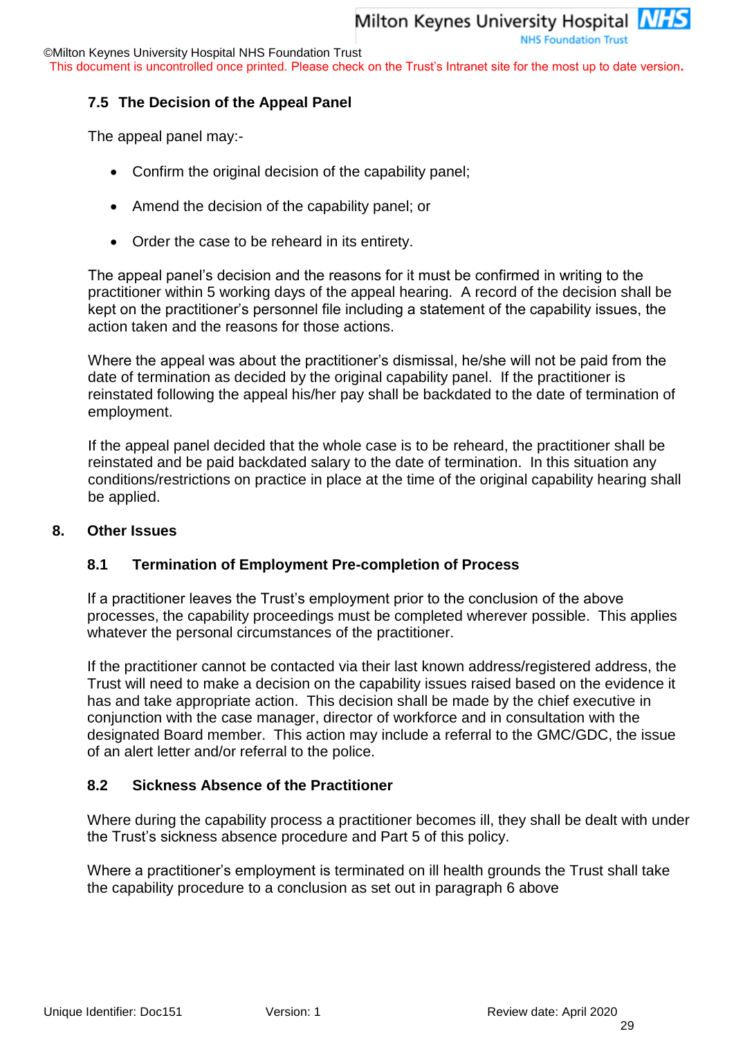### 7.5 The Decision of the Appeal Panel

The appeal panel may:-

- Confirm the original decision of the capability panel;
- Amend the decision of the capability panel; or
- Order the case to be reheard in its entirety.

The appeal panel's decision and the reasons for it must be confirmed in writing to the practitioner within 5 working days of the appeal hearing. A record of the decision shall be kept on the practitioner's personnel file including a statement of the capability issues, the action taken and the reasons for those actions.

Where the appeal was about the practitioner's dismissal, he/she will not be paid from the date of termination as decided by the original capability panel. If the practitioner is reinstated following the appeal his/her pay shall be backdated to the date of termination of employment.

If the appeal panel decided that the whole case is to be reheard, the practitioner shall be reinstated and be paid backdated salary to the date of termination. In this situation any conditions/restrictions on practice in place at the time of the original capability hearing shall be applied.

## 8. Other Issues

### 8.1 Termination of Employment Pre-completion of Process

If a practitioner leaves the Trust's employment prior to the conclusion of the above processes, the capability proceedings must be completed wherever possible. This applies whatever the personal circumstances of the practitioner.

If the practitioner cannot be contacted via their last known address/registered address, the Trust will need to make a decision on the capability issues raised based on the evidence it has and take appropriate action. This decision shall be made by the chief executive in conjunction with the case manager, director of workforce and in consultation with the designated Board member. This action may include a referral to the GMC/GDC, the issue of an alert letter and/or referral to the police.

### 8.2 Sickness Absence of the Practitioner

Where during the capability process a practitioner becomes ill, they shall be dealt with under the Trust's sickness absence procedure and Part 5 of this policy.

Where a practitioner's employment is terminated on ill health grounds the Trust shall take the capability procedure to a conclusion as set out in paragraph 6 above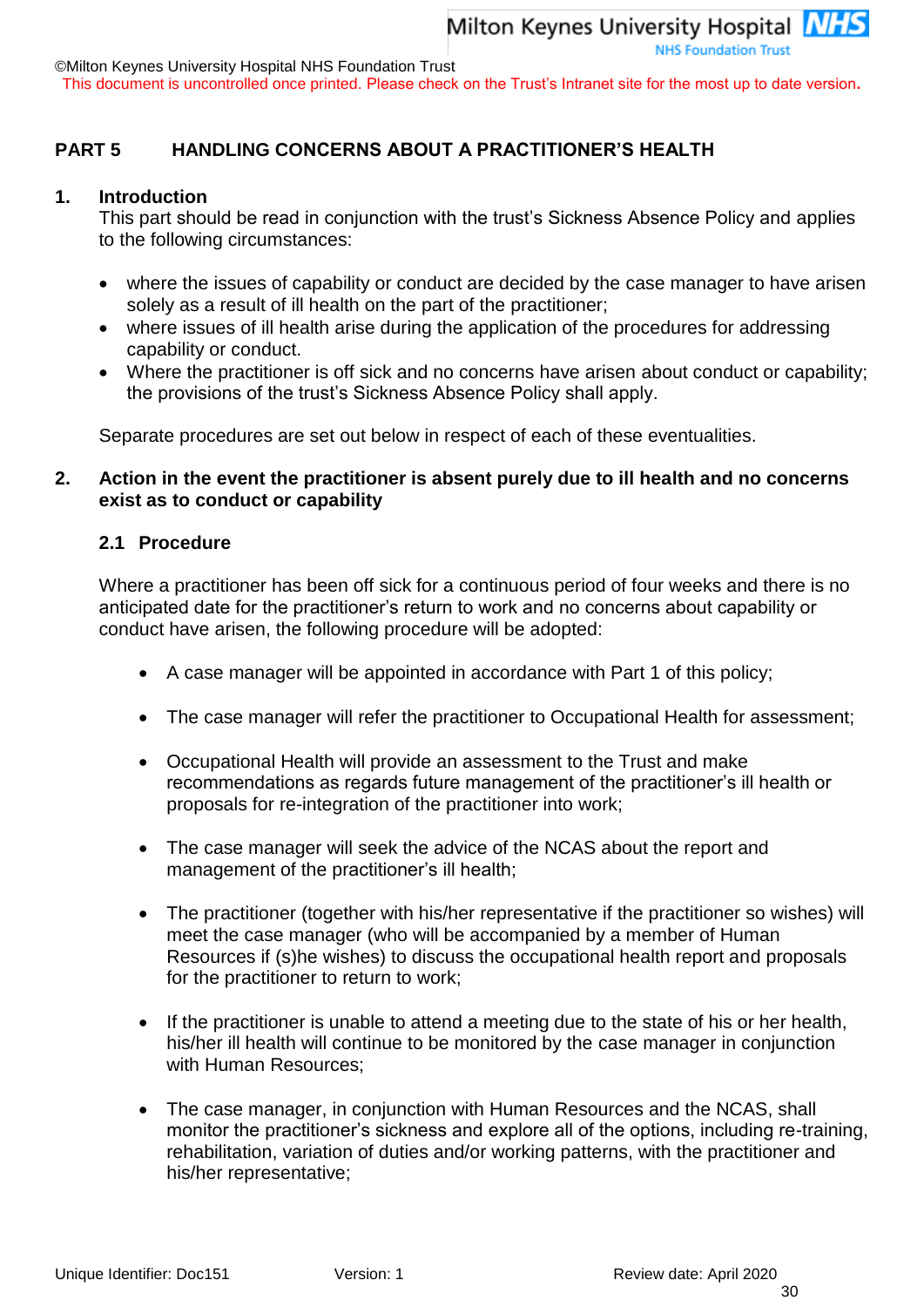## PART 5 HANDLING CONCERNS ABOUT A PRACTITIONER'S HEALTH

### 1. Introduction

This part should be read in conjunction with the trust's Sickness Absence Policy and applies to the following circumstances:

- where the issues of capability or conduct are decided by the case manager to have arisen solely as a result of ill health on the part of the practitioner;
- where issues of ill health arise during the application of the procedures for addressing capability or conduct.
- Where the practitioner is off sick and no concerns have arisen about conduct or capability; the provisions of the trust's Sickness Absence Policy shall apply.

Separate procedures are set out below in respect of each of these eventualities.

### 2. Action in the event the practitioner is absent purely due to ill health and no concerns exist as to conduct or capability

#### 2.1 Procedure

Where a practitioner has been off sick for a continuous period of four weeks and there is no anticipated date for the practitioner's return to work and no concerns about capability or conduct have arisen, the following procedure will be adopted:

- A case manager will be appointed in accordance with Part 1 of this policy;
- The case manager will refer the practitioner to Occupational Health for assessment;
- Occupational Health will provide an assessment to the Trust and make recommendations as regards future management of the practitioner's ill health or proposals for re-integration of the practitioner into work;
- The case manager will seek the advice of the NCAS about the report and management of the practitioner's ill health;
- The practitioner (together with his/her representative if the practitioner so wishes) will meet the case manager (who will be accompanied by a member of Human Resources if (s)he wishes) to discuss the occupational health report and proposals for the practitioner to return to work;
- If the practitioner is unable to attend a meeting due to the state of his or her health, his/her ill health will continue to be monitored by the case manager in conjunction with Human Resources;
- The case manager, in conjunction with Human Resources and the NCAS, shall monitor the practitioner's sickness and explore all of the options, including re-training, rehabilitation, variation of duties and/or working patterns, with the practitioner and his/her representative;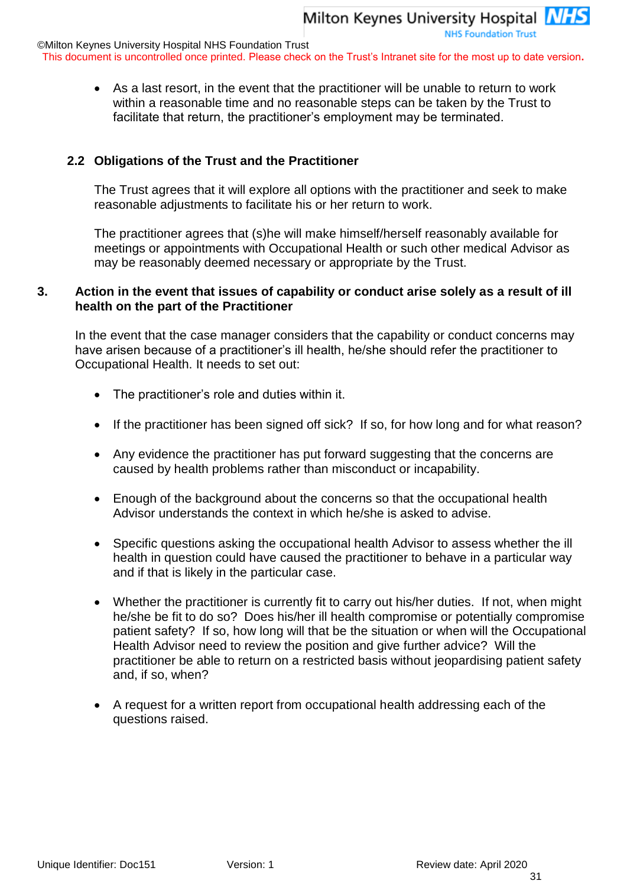- As a last resort, in the event that the practitioner will be unable to return to work within a reasonable time and no reasonable steps can be taken by the Trust to facilitate that return, the practitioner's employment may be terminated.

### 2.2 Obligations of the Trust and the Practitioner

The Trust agrees that it will explore all options with the practitioner and seek to make reasonable adjustments to facilitate his or her return to work.

The practitioner agrees that (s)he will make himself/herself reasonably available for meetings or appointments with Occupational Health or such other medical Advisor as may be reasonably deemed necessary or appropriate by the Trust.

## 3. Action in the event that issues of capability or conduct arise solely as a result of ill health on the part of the Practitioner

In the event that the case manager considers that the capability or conduct concerns may have arisen because of a practitioner's ill health, he/she should refer the practitioner to Occupational Health. It needs to set out:

- The practitioner's role and duties within it.
- If the practitioner has been signed off sick? If so, for how long and for what reason?
- Any evidence the practitioner has put forward suggesting that the concerns are caused by health problems rather than misconduct or incapability.
- Enough of the background about the concerns so that the occupational health Advisor understands the context in which he/she is asked to advise.
- Specific questions asking the occupational health Advisor to assess whether the ill health in question could have caused the practitioner to behave in a particular way and if that is likely in the particular case.
- Whether the practitioner is currently fit to carry out his/her duties. If not, when might he/she be fit to do so? Does his/her ill health compromise or potentially compromise patient safety? If so, how long will that be the situation or when will the Occupational Health Advisor need to review the position and give further advice? Will the practitioner be able to return on a restricted basis without jeopardising patient safety and, if so, when?
- A request for a written report from occupational health addressing each of the questions raised.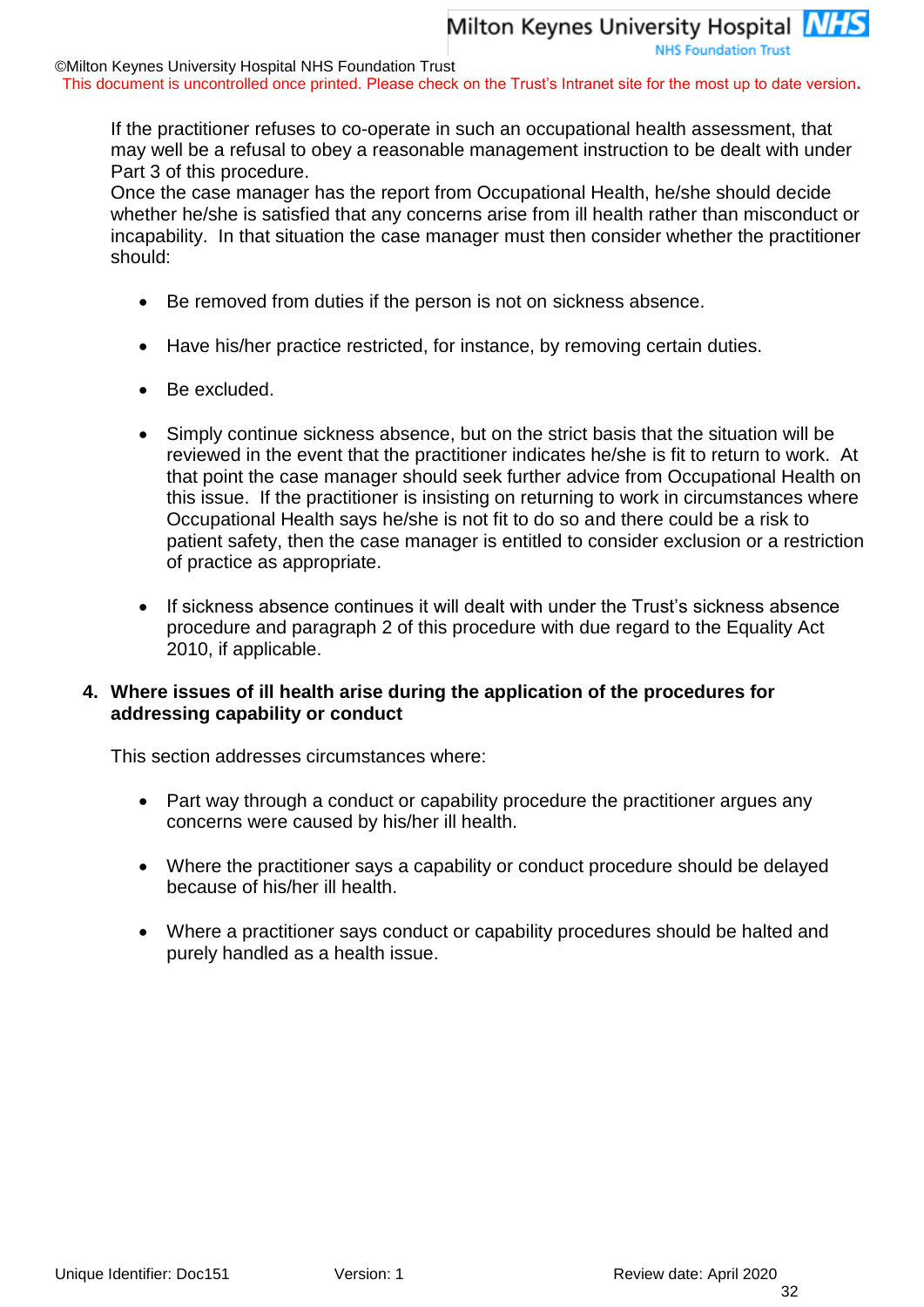If the practitioner refuses to co-operate in such an occupational health assessment, that may well be a refusal to obey a reasonable management instruction to be dealt with under Part 3 of this procedure.
Once the case manager has the report from Occupational Health, he/she should decide whether he/she is satisfied that any concerns arise from ill health rather than misconduct or incapability. In that situation the case manager must then consider whether the practitioner should:

- Be removed from duties if the person is not on sickness absence.
- Have his/her practice restricted, for instance, by removing certain duties.
- Be excluded.
- Simply continue sickness absence, but on the strict basis that the situation will be reviewed in the event that the practitioner indicates he/she is fit to return to work. At that point the case manager should seek further advice from Occupational Health on this issue. If the practitioner is insisting on returning to work in circumstances where Occupational Health says he/she is not fit to do so and there could be a risk to patient safety, then the case manager is entitled to consider exclusion or a restriction of practice as appropriate.
- If sickness absence continues it will dealt with under the Trust's sickness absence procedure and paragraph 2 of this procedure with due regard to the Equality Act 2010, if applicable.

## 4. Where issues of ill health arise during the application of the procedures for addressing capability or conduct

This section addresses circumstances where:

- Part way through a conduct or capability procedure the practitioner argues any concerns were caused by his/her ill health.
- Where the practitioner says a capability or conduct procedure should be delayed because of his/her ill health.
- Where a practitioner says conduct or capability procedures should be halted and purely handled as a health issue.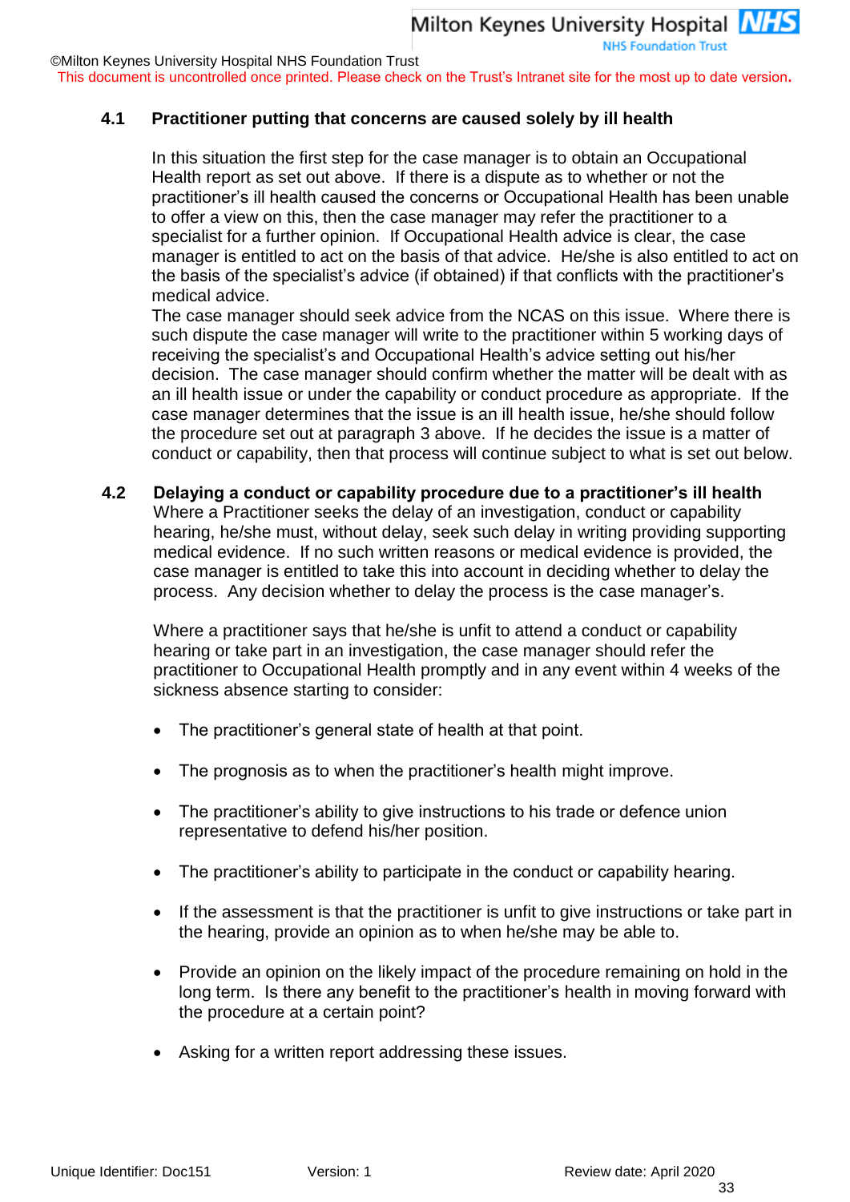### 4.1 Practitioner putting that concerns are caused solely by ill health

In this situation the first step for the case manager is to obtain an Occupational Health report as set out above. If there is a dispute as to whether or not the practitioner's ill health caused the concerns or Occupational Health has been unable to offer a view on this, then the case manager may refer the practitioner to a specialist for a further opinion. If Occupational Health advice is clear, the case manager is entitled to act on the basis of that advice. He/she is also entitled to act on the basis of the specialist's advice (if obtained) if that conflicts with the practitioner's medical advice.
The case manager should seek advice from the NCAS on this issue. Where there is such dispute the case manager will write to the practitioner within 5 working days of receiving the specialist's and Occupational Health's advice setting out his/her decision. The case manager should confirm whether the matter will be dealt with as an ill health issue or under the capability or conduct procedure as appropriate. If the case manager determines that the issue is an ill health issue, he/she should follow the procedure set out at paragraph 3 above. If he decides the issue is a matter of conduct or capability, then that process will continue subject to what is set out below.

### 4.2 Delaying a conduct or capability procedure due to a practitioner's ill health

Where a Practitioner seeks the delay of an investigation, conduct or capability hearing, he/she must, without delay, seek such delay in writing providing supporting medical evidence. If no such written reasons or medical evidence is provided, the case manager is entitled to take this into account in deciding whether to delay the process. Any decision whether to delay the process is the case manager's.

Where a practitioner says that he/she is unfit to attend a conduct or capability hearing or take part in an investigation, the case manager should refer the practitioner to Occupational Health promptly and in any event within 4 weeks of the sickness absence starting to consider:

- The practitioner's general state of health at that point.
- The prognosis as to when the practitioner's health might improve.
- The practitioner's ability to give instructions to his trade or defence union representative to defend his/her position.
- The practitioner's ability to participate in the conduct or capability hearing.
- If the assessment is that the practitioner is unfit to give instructions or take part in the hearing, provide an opinion as to when he/she may be able to.
- Provide an opinion on the likely impact of the procedure remaining on hold in the long term. Is there any benefit to the practitioner's health in moving forward with the procedure at a certain point?
- Asking for a written report addressing these issues.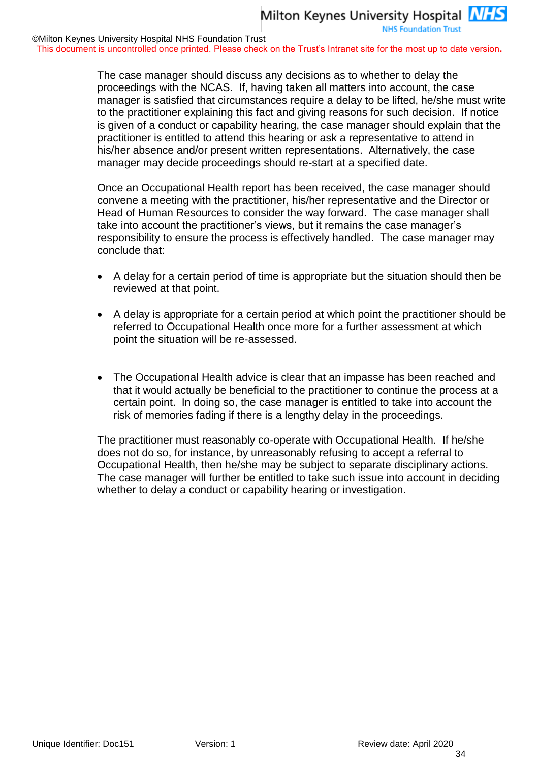The case manager should discuss any decisions as to whether to delay the proceedings with the NCAS. If, having taken all matters into account, the case manager is satisfied that circumstances require a delay to be lifted, he/she must write to the practitioner explaining this fact and giving reasons for such decision. If notice is given of a conduct or capability hearing, the case manager should explain that the practitioner is entitled to attend this hearing or ask a representative to attend in his/her absence and/or present written representations. Alternatively, the case manager may decide proceedings should re-start at a specified date.

Once an Occupational Health report has been received, the case manager should convene a meeting with the practitioner, his/her representative and the Director or Head of Human Resources to consider the way forward. The case manager shall take into account the practitioner's views, but it remains the case manager's responsibility to ensure the process is effectively handled. The case manager may conclude that:

- A delay for a certain period of time is appropriate but the situation should then be reviewed at that point.
- A delay is appropriate for a certain period at which point the practitioner should be referred to Occupational Health once more for a further assessment at which point the situation will be re-assessed.
- The Occupational Health advice is clear that an impasse has been reached and that it would actually be beneficial to the practitioner to continue the process at a certain point. In doing so, the case manager is entitled to take into account the risk of memories fading if there is a lengthy delay in the proceedings.

The practitioner must reasonably co-operate with Occupational Health. If he/she does not do so, for instance, by unreasonably refusing to accept a referral to Occupational Health, then he/she may be subject to separate disciplinary actions. The case manager will further be entitled to take such issue into account in deciding whether to delay a conduct or capability hearing or investigation.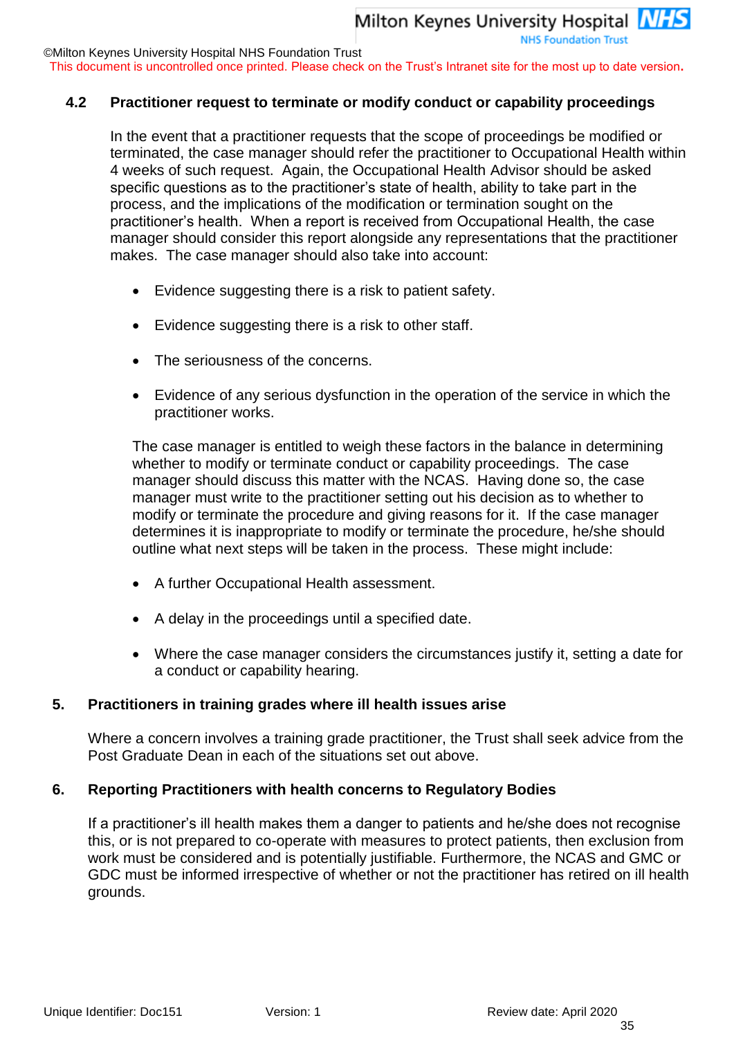### 4.2 Practitioner request to terminate or modify conduct or capability proceedings

In the event that a practitioner requests that the scope of proceedings be modified or terminated, the case manager should refer the practitioner to Occupational Health within 4 weeks of such request. Again, the Occupational Health Advisor should be asked specific questions as to the practitioner's state of health, ability to take part in the process, and the implications of the modification or termination sought on the practitioner's health. When a report is received from Occupational Health, the case manager should consider this report alongside any representations that the practitioner makes. The case manager should also take into account:

- Evidence suggesting there is a risk to patient safety.
- Evidence suggesting there is a risk to other staff.
- The seriousness of the concerns.
- Evidence of any serious dysfunction in the operation of the service in which the practitioner works.

The case manager is entitled to weigh these factors in the balance in determining whether to modify or terminate conduct or capability proceedings. The case manager should discuss this matter with the NCAS. Having done so, the case manager must write to the practitioner setting out his decision as to whether to modify or terminate the procedure and giving reasons for it. If the case manager determines it is inappropriate to modify or terminate the procedure, he/she should outline what next steps will be taken in the process. These might include:

- A further Occupational Health assessment.
- A delay in the proceedings until a specified date.
- Where the case manager considers the circumstances justify it, setting a date for a conduct or capability hearing.

## 5. Practitioners in training grades where ill health issues arise

Where a concern involves a training grade practitioner, the Trust shall seek advice from the Post Graduate Dean in each of the situations set out above.

## 6. Reporting Practitioners with health concerns to Regulatory Bodies

If a practitioner's ill health makes them a danger to patients and he/she does not recognise this, or is not prepared to co-operate with measures to protect patients, then exclusion from work must be considered and is potentially justifiable. Furthermore, the NCAS and GMC or GDC must be informed irrespective of whether or not the practitioner has retired on ill health grounds.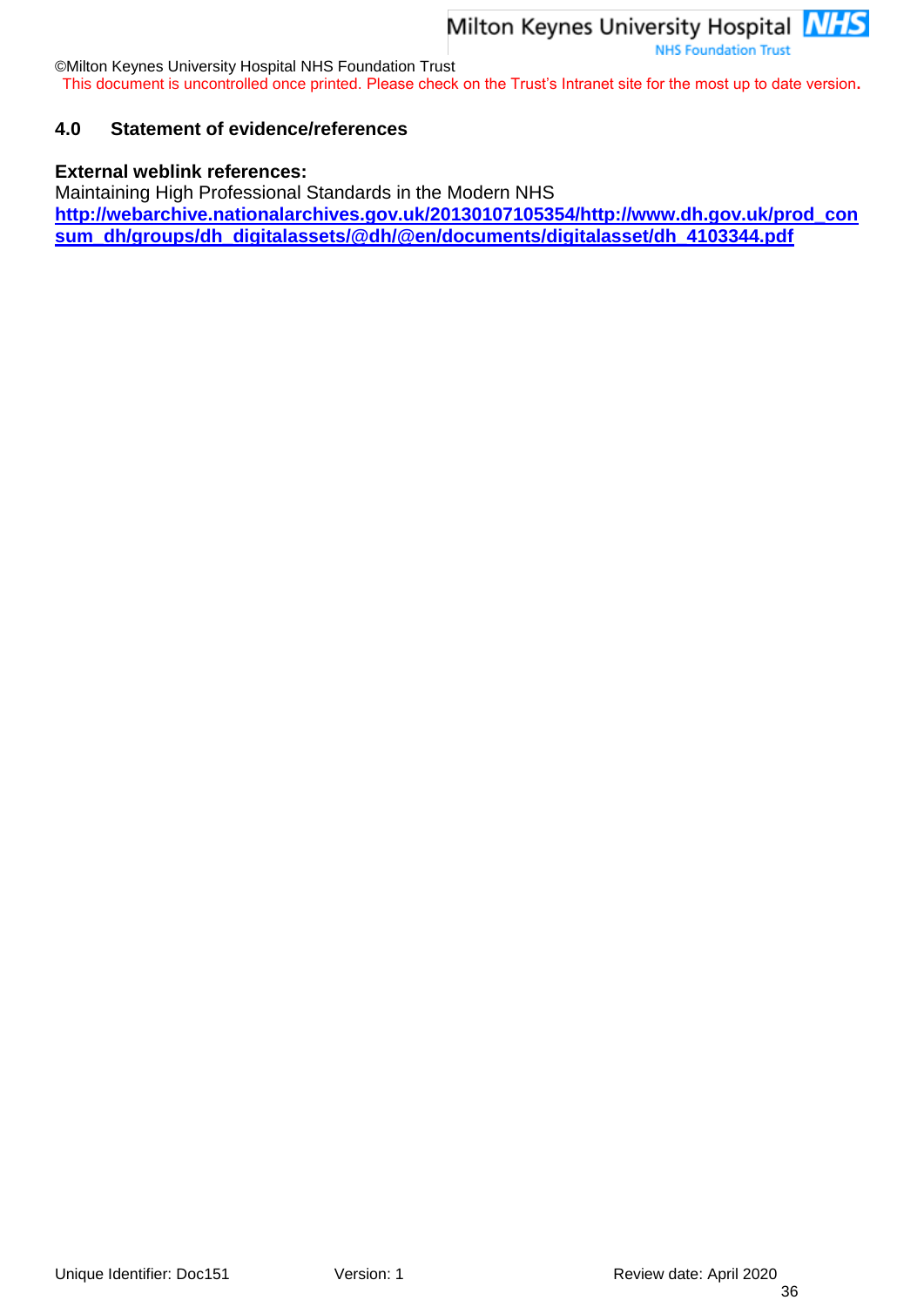## 4.0 Statement of evidence/references

**External weblink references:**

Maintaining High Professional Standards in the Modern NHS

**http://webarchive.nationalarchives.gov.uk/20130107105354/http://www.dh.gov.uk/prod_consum_dh/groups/dh_digitalassets/@dh/@en/documents/digitalasset/dh_4103344.pdf**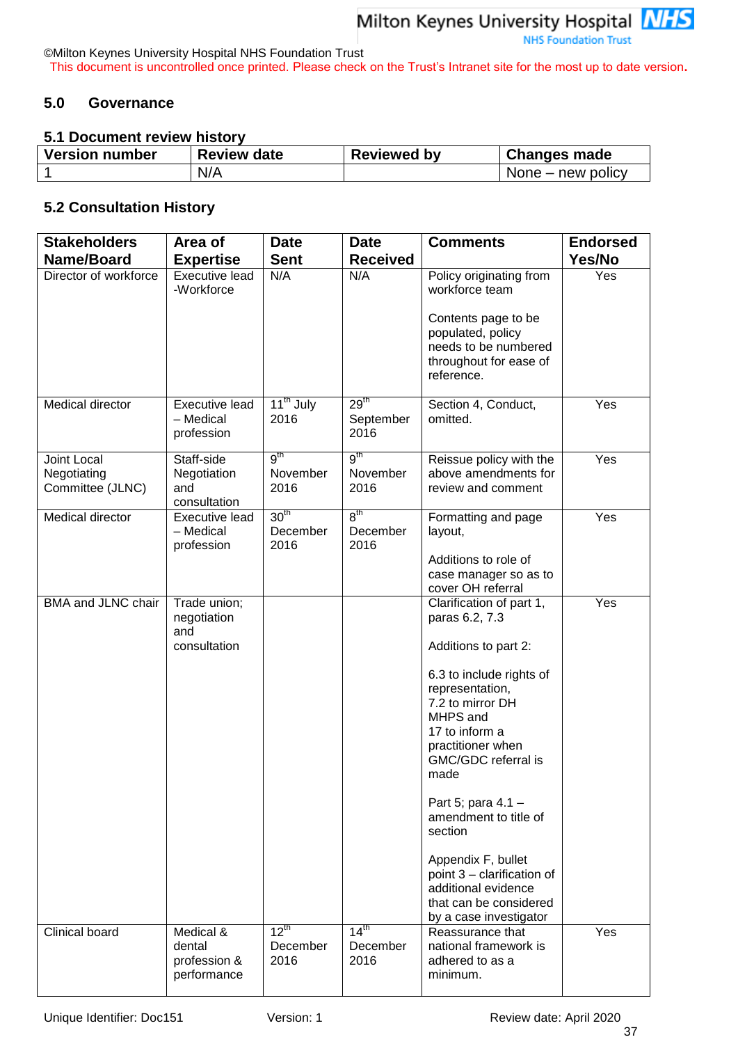## 5.0 Governance

### 5.1 Document review history

| Version number | Review date | Reviewed by | Changes made |
|---|---|---|---|
| 1 | N/A | | None – new policy |

### 5.2 Consultation History

| Stakeholders Name/Board | Area of Expertise | Date Sent | Date Received | Comments | Endorsed Yes/No |
|---|---|---|---|---|---|
| Director of workforce | Executive lead -Workforce | N/A | N/A | Policy originating from workforce team<br><br>Contents page to be populated, policy needs to be numbered throughout for ease of reference. | Yes |
| Medical director | Executive lead – Medical profession | 11th July 2016 | 29th September 2016 | Section 4, Conduct, omitted. | Yes |
| Joint Local Negotiating Committee (JLNC) | Staff-side Negotiation and consultation | 9th November 2016 | 9th November 2016 | Reissue policy with the above amendments for review and comment | Yes |
| Medical director | Executive lead – Medical profession | 30th December 2016 | 8th December 2016 | Formatting and page layout,<br><br>Additions to role of case manager so as to cover OH referral | Yes |
| BMA and JLNC chair | Trade union; negotiation and consultation | | | Clarification of part 1, paras 6.2, 7.3<br><br>Additions to part 2:<br><br>6.3 to include rights of representation,<br>7.2 to mirror DH MHPS and<br>17 to inform a practitioner when GMC/GDC referral is made<br><br>Part 5; para 4.1 – amendment to title of section<br><br>Appendix F, bullet point 3 – clarification of additional evidence that can be considered by a case investigator | Yes |
| Clinical board | Medical & dental profession & performance | 12th December 2016 | 14th December 2016 | Reassurance that national framework is adhered to as a minimum. | Yes |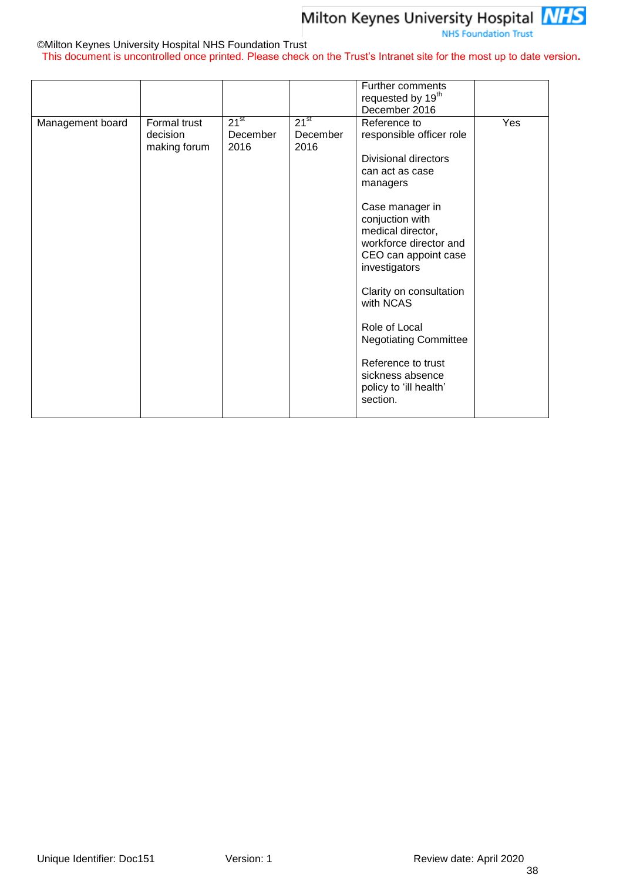| | | | | Further comments requested by 19th December 2016 | |
|---|---|---|---|---|---|
| Management board | Formal trust decision making forum | 21st December 2016 | 21st December 2016 | Reference to responsible officer role<br><br>Divisional directors can act as case managers<br><br>Case manager in conjuction with medical director, workforce director and CEO can appoint case investigators<br><br>Clarity on consultation with NCAS<br><br>Role of Local Negotiating Committee<br><br>Reference to trust sickness absence policy to 'ill health' section. | Yes |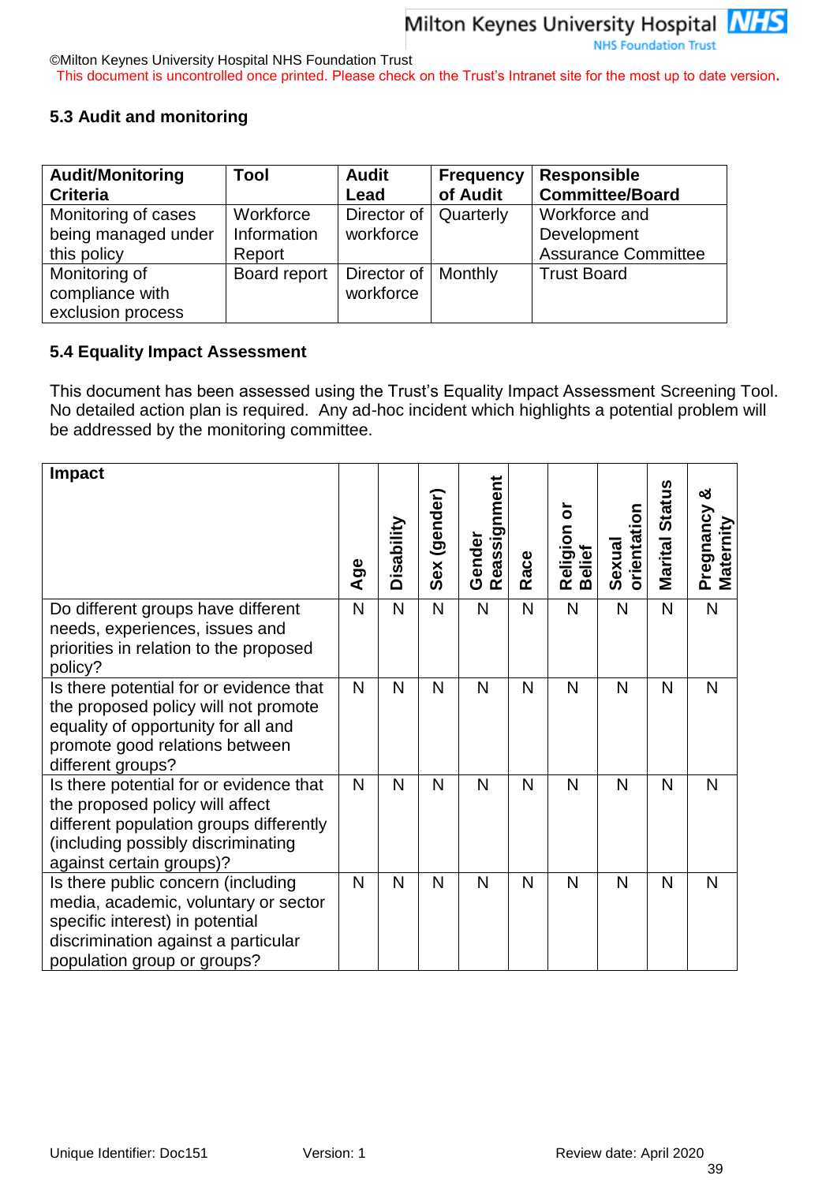### 5.3 Audit and monitoring

| Audit/Monitoring Criteria | Tool | Audit Lead | Frequency of Audit | Responsible Committee/Board |
|---|---|---|---|---|
| Monitoring of cases being managed under this policy | Workforce Information Report | Director of workforce | Quarterly | Workforce and Development Assurance Committee |
| Monitoring of compliance with exclusion process | Board report | Director of workforce | Monthly | Trust Board |

### 5.4 Equality Impact Assessment

This document has been assessed using the Trust's Equality Impact Assessment Screening Tool. No detailed action plan is required. Any ad-hoc incident which highlights a potential problem will be addressed by the monitoring committee.

| Impact | Age | Disability | Sex (gender) | Gender Reassignment | Race | Religion or Belief | Sexual orientation | Marital Status | Pregnancy & Maternity |
|---|---|---|---|---|---|---|---|---|---|
| Do different groups have different needs, experiences, issues and priorities in relation to the proposed policy? | N | N | N | N | N | N | N | N | N |
| Is there potential for or evidence that the proposed policy will not promote equality of opportunity for all and promote good relations between different groups? | N | N | N | N | N | N | N | N | N |
| Is there potential for or evidence that the proposed policy will affect different population groups differently (including possibly discriminating against certain groups)? | N | N | N | N | N | N | N | N | N |
| Is there public concern (including media, academic, voluntary or sector specific interest) in potential discrimination against a particular population group or groups? | N | N | N | N | N | N | N | N | N |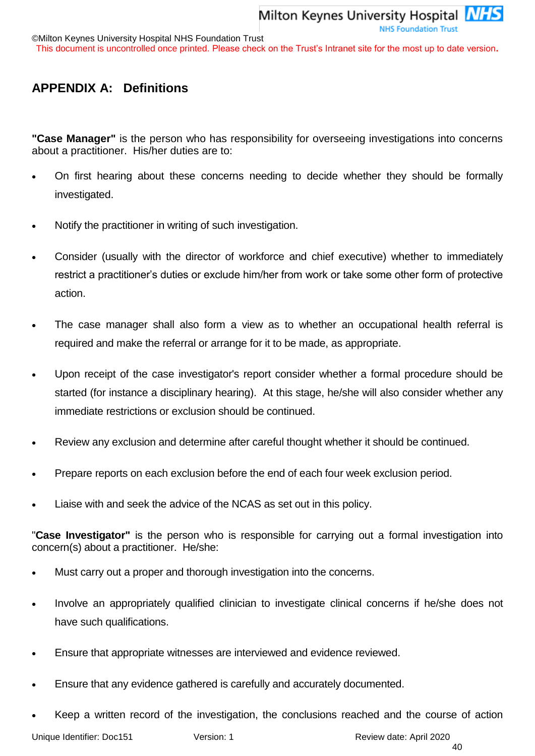## APPENDIX A: Definitions

**"Case Manager"** is the person who has responsibility for overseeing investigations into concerns about a practitioner. His/her duties are to:

- On first hearing about these concerns needing to decide whether they should be formally investigated.
- Notify the practitioner in writing of such investigation.
- Consider (usually with the director of workforce and chief executive) whether to immediately restrict a practitioner's duties or exclude him/her from work or take some other form of protective action.
- The case manager shall also form a view as to whether an occupational health referral is required and make the referral or arrange for it to be made, as appropriate.
- Upon receipt of the case investigator's report consider whether a formal procedure should be started (for instance a disciplinary hearing). At this stage, he/she will also consider whether any immediate restrictions or exclusion should be continued.
- Review any exclusion and determine after careful thought whether it should be continued.
- Prepare reports on each exclusion before the end of each four week exclusion period.
- Liaise with and seek the advice of the NCAS as set out in this policy.

"**Case Investigator"** is the person who is responsible for carrying out a formal investigation into concern(s) about a practitioner. He/she:

- Must carry out a proper and thorough investigation into the concerns.
- Involve an appropriately qualified clinician to investigate clinical concerns if he/she does not have such qualifications.
- Ensure that appropriate witnesses are interviewed and evidence reviewed.
- Ensure that any evidence gathered is carefully and accurately documented.
- Keep a written record of the investigation, the conclusions reached and the course of action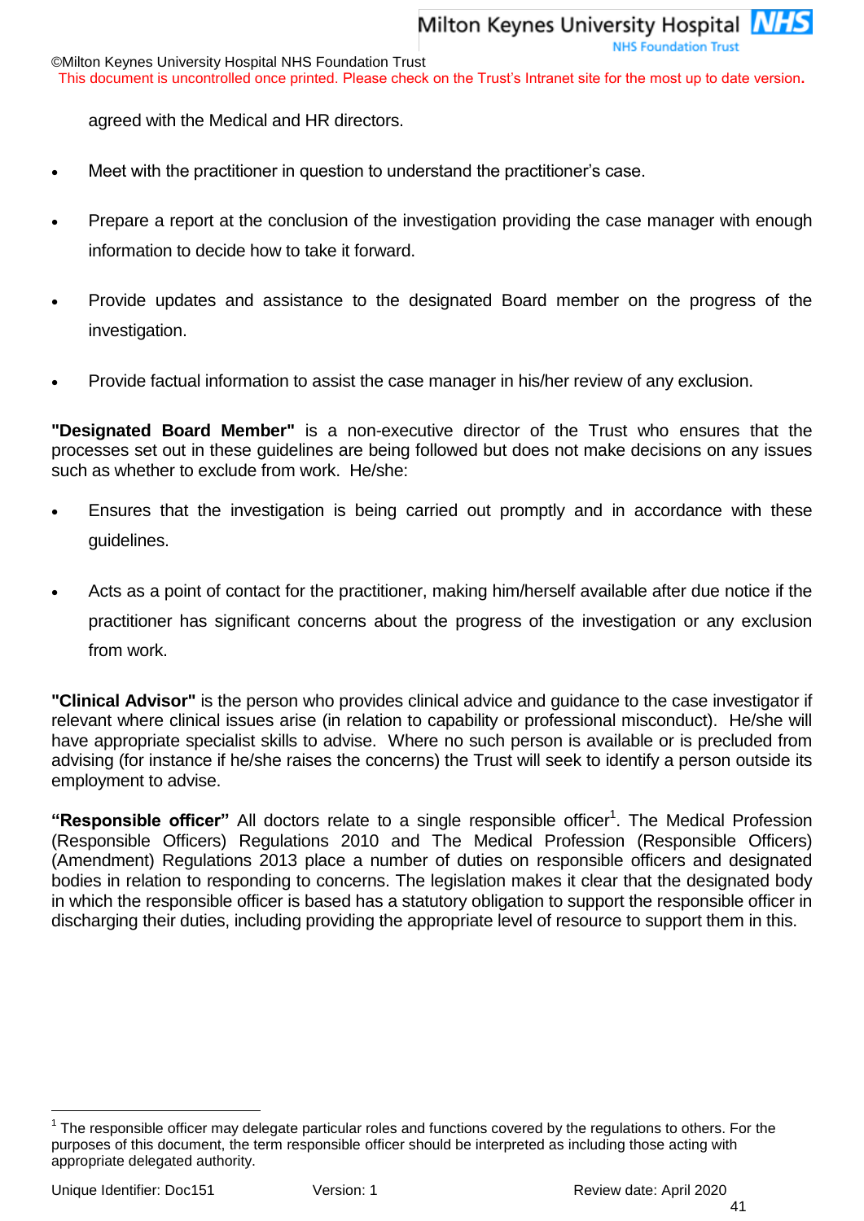agreed with the Medical and HR directors.

- Meet with the practitioner in question to understand the practitioner's case.
- Prepare a report at the conclusion of the investigation providing the case manager with enough information to decide how to take it forward.
- Provide updates and assistance to the designated Board member on the progress of the investigation.
- Provide factual information to assist the case manager in his/her review of any exclusion.

**"Designated Board Member"** is a non-executive director of the Trust who ensures that the processes set out in these guidelines are being followed but does not make decisions on any issues such as whether to exclude from work. He/she:

- Ensures that the investigation is being carried out promptly and in accordance with these guidelines.
- Acts as a point of contact for the practitioner, making him/herself available after due notice if the practitioner has significant concerns about the progress of the investigation or any exclusion from work.

**"Clinical Advisor"** is the person who provides clinical advice and guidance to the case investigator if relevant where clinical issues arise (in relation to capability or professional misconduct). He/she will have appropriate specialist skills to advise. Where no such person is available or is precluded from advising (for instance if he/she raises the concerns) the Trust will seek to identify a person outside its employment to advise.

**"Responsible officer"** All doctors relate to a single responsible officer[1]. The Medical Profession (Responsible Officers) Regulations 2010 and The Medical Profession (Responsible Officers) (Amendment) Regulations 2013 place a number of duties on responsible officers and designated bodies in relation to responding to concerns. The legislation makes it clear that the designated body in which the responsible officer is based has a statutory obligation to support the responsible officer in discharging their duties, including providing the appropriate level of resource to support them in this.

[1] The responsible officer may delegate particular roles and functions covered by the regulations to others. For the purposes of this document, the term responsible officer should be interpreted as including those acting with appropriate delegated authority.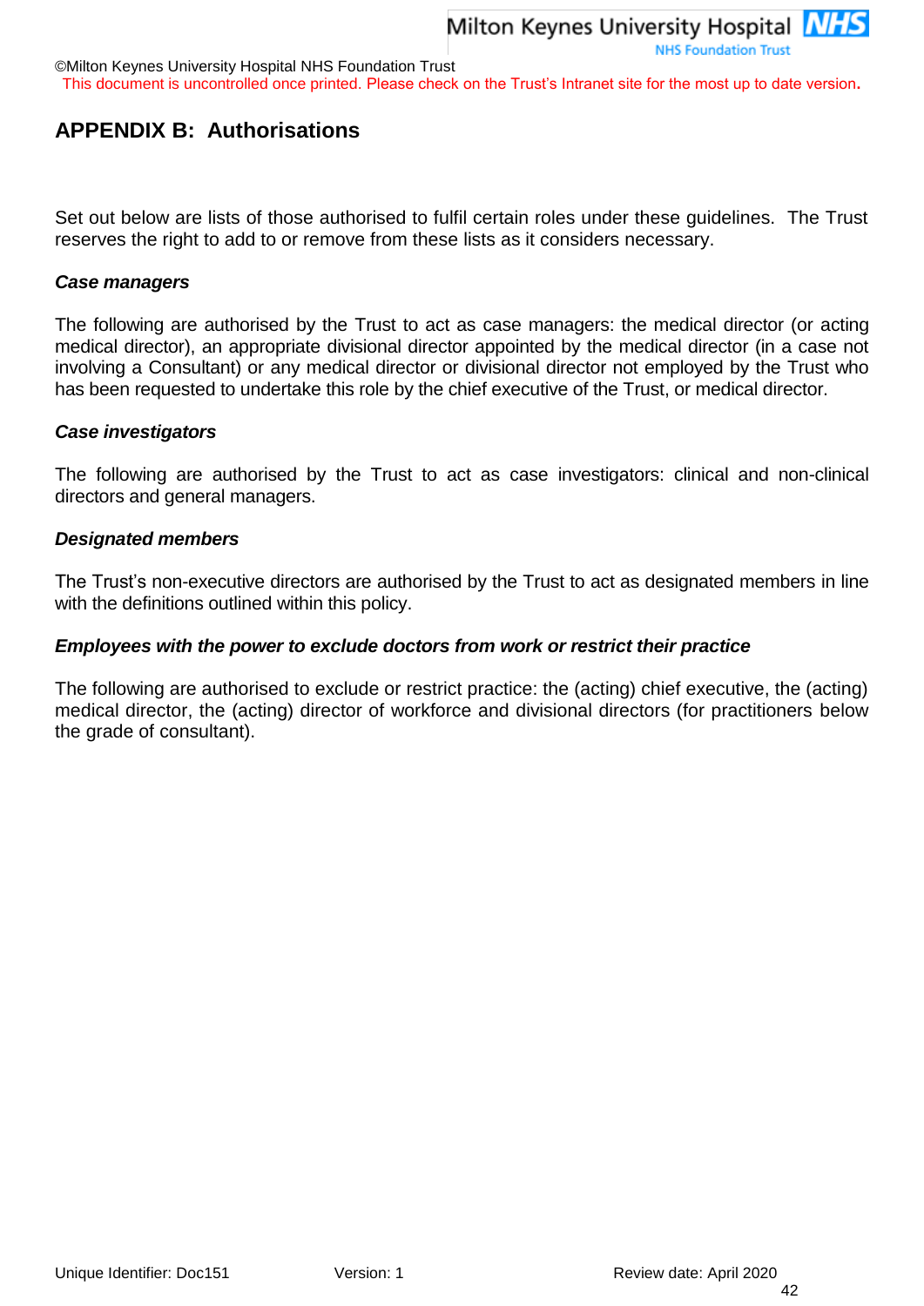## APPENDIX B: Authorisations

Set out below are lists of those authorised to fulfil certain roles under these guidelines. The Trust reserves the right to add to or remove from these lists as it considers necessary.

***Case managers***

The following are authorised by the Trust to act as case managers: the medical director (or acting medical director), an appropriate divisional director appointed by the medical director (in a case not involving a Consultant) or any medical director or divisional director not employed by the Trust who has been requested to undertake this role by the chief executive of the Trust, or medical director.

***Case investigators***

The following are authorised by the Trust to act as case investigators: clinical and non-clinical directors and general managers.

***Designated members***

The Trust's non-executive directors are authorised by the Trust to act as designated members in line with the definitions outlined within this policy.

***Employees with the power to exclude doctors from work or restrict their practice***

The following are authorised to exclude or restrict practice: the (acting) chief executive, the (acting) medical director, the (acting) director of workforce and divisional directors (for practitioners below the grade of consultant).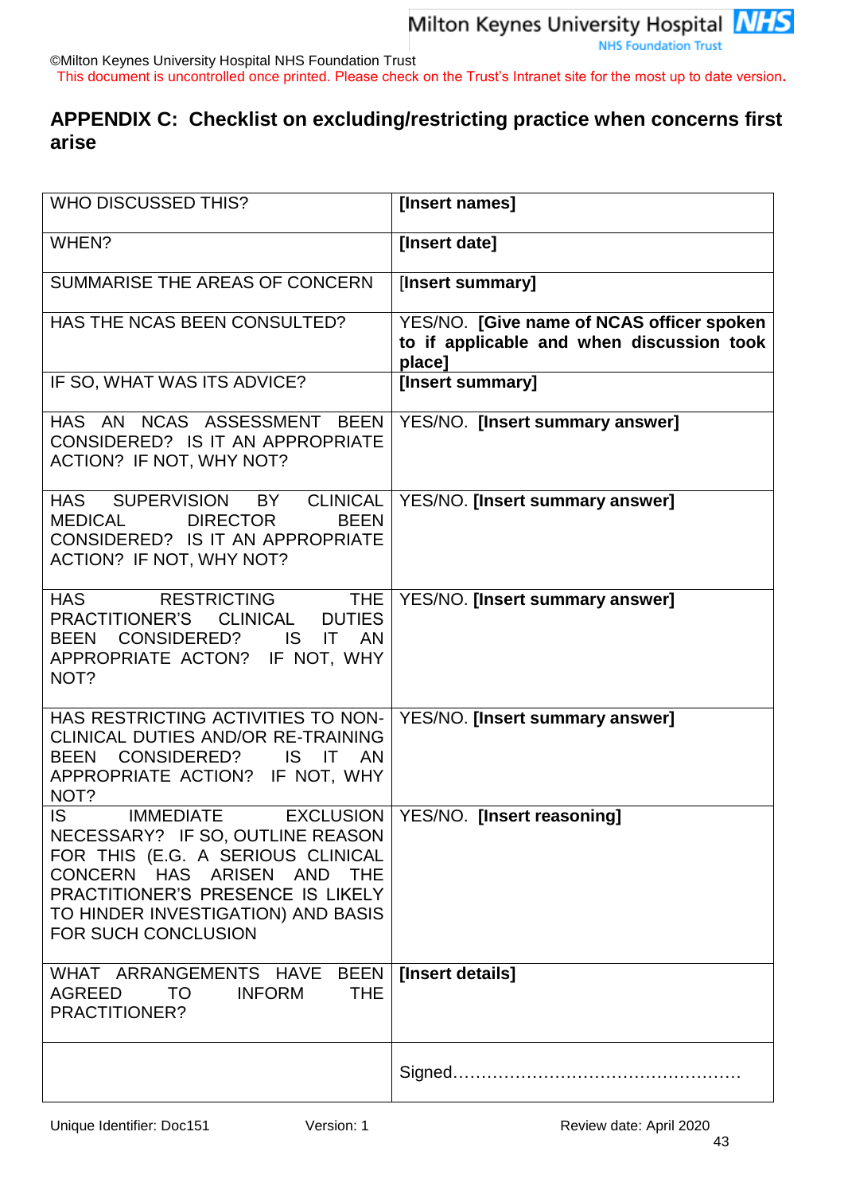## APPENDIX C: Checklist on excluding/restricting practice when concerns first arise

| WHO DISCUSSED THIS? | **[Insert names]** |
|---|---|
| WHEN? | **[Insert date]** |
| SUMMARISE THE AREAS OF CONCERN | [**Insert summary]** |
| HAS THE NCAS BEEN CONSULTED? | YES/NO. **[Give name of NCAS officer spoken to if applicable and when discussion took place]** |
| IF SO, WHAT WAS ITS ADVICE? | **[Insert summary]** |
| HAS AN NCAS ASSESSMENT BEEN CONSIDERED? IS IT AN APPROPRIATE ACTION? IF NOT, WHY NOT? | YES/NO. **[Insert summary answer]** |
| HAS SUPERVISION BY CLINICAL MEDICAL DIRECTOR BEEN CONSIDERED? IS IT AN APPROPRIATE ACTION? IF NOT, WHY NOT? | YES/NO. **[Insert summary answer]** |
| HAS RESTRICTING THE PRACTITIONER'S CLINICAL DUTIES BEEN CONSIDERED? IS IT AN APPROPRIATE ACTON? IF NOT, WHY NOT? | YES/NO. **[Insert summary answer]** |
| HAS RESTRICTING ACTIVITIES TO NON-CLINICAL DUTIES AND/OR RE-TRAINING BEEN CONSIDERED? IS IT AN APPROPRIATE ACTION? IF NOT, WHY NOT? | YES/NO. **[Insert summary answer]** |
| IS IMMEDIATE EXCLUSION NECESSARY? IF SO, OUTLINE REASON FOR THIS (E.G. A SERIOUS CLINICAL CONCERN HAS ARISEN AND THE PRACTITIONER'S PRESENCE IS LIKELY TO HINDER INVESTIGATION) AND BASIS FOR SUCH CONCLUSION | YES/NO. **[Insert reasoning]** |
| WHAT ARRANGEMENTS HAVE BEEN AGREED TO INFORM THE PRACTITIONER? | **[Insert details]** |
| | Signed…………………………………………… |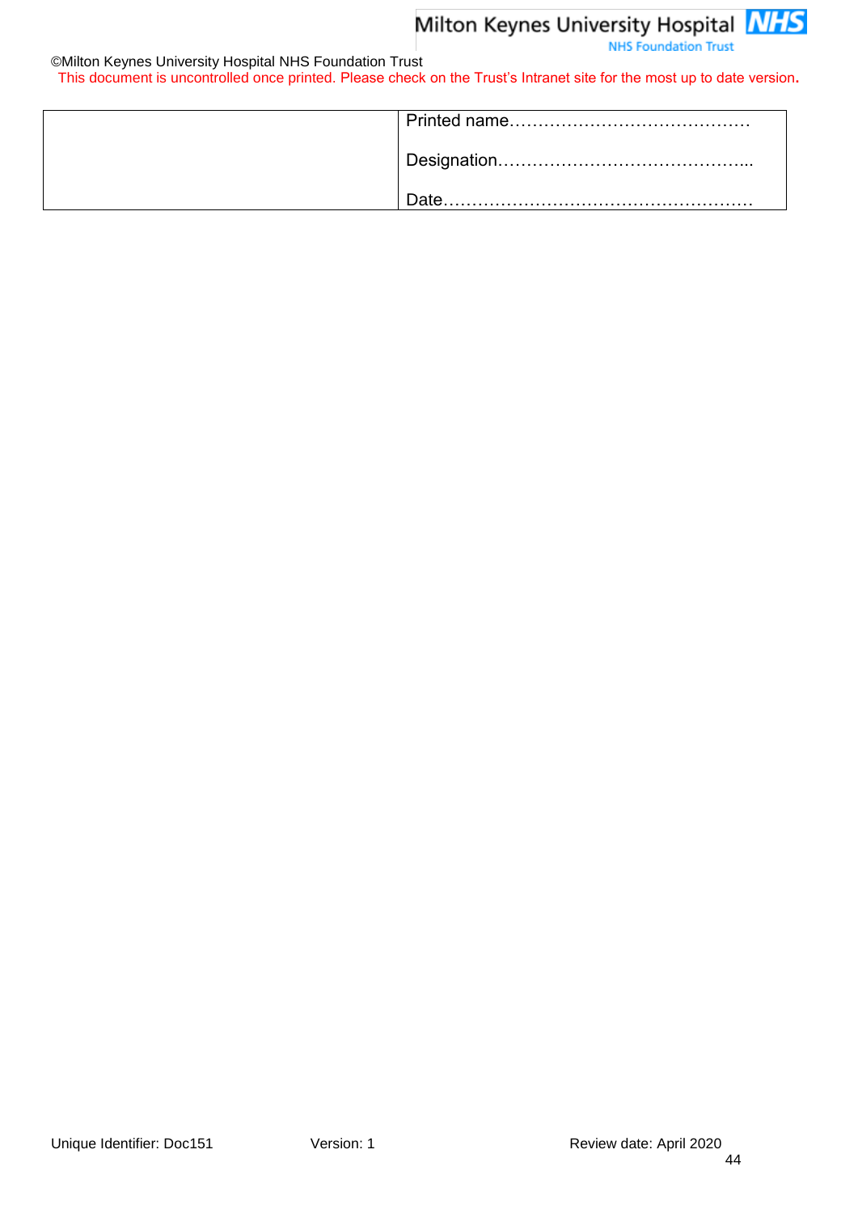| | Printed name…………………………………… Designation……………………………………... Date……………………………………………… |
|---|---|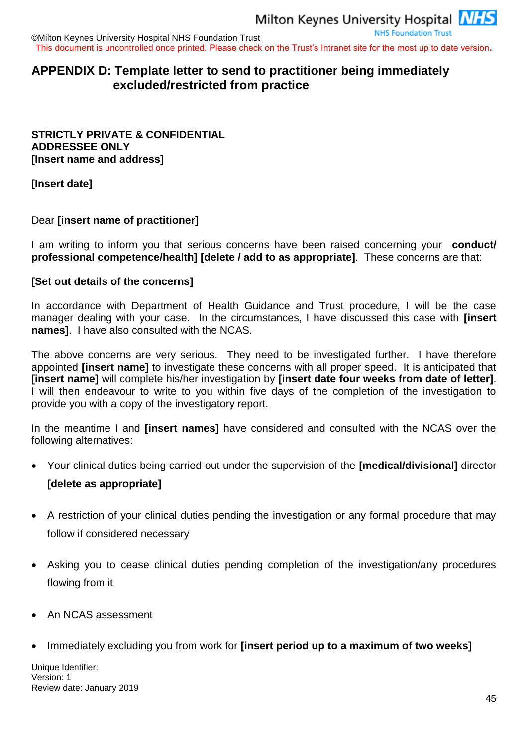## APPENDIX D: Template letter to send to practitioner being immediately excluded/restricted from practice

**STRICTLY PRIVATE & CONFIDENTIAL**
**ADDRESSEE ONLY**
**[Insert name and address]**

**[Insert date]**

Dear **[insert name of practitioner]**

I am writing to inform you that serious concerns have been raised concerning your **conduct/ professional competence/health] [delete / add to as appropriate]**. These concerns are that:

**[Set out details of the concerns]**

In accordance with Department of Health Guidance and Trust procedure, I will be the case manager dealing with your case. In the circumstances, I have discussed this case with **[insert names]**. I have also consulted with the NCAS.

The above concerns are very serious. They need to be investigated further. I have therefore appointed **[insert name]** to investigate these concerns with all proper speed. It is anticipated that **[insert name]** will complete his/her investigation by **[insert date four weeks from date of letter]**. I will then endeavour to write to you within five days of the completion of the investigation to provide you with a copy of the investigatory report.

In the meantime I and **[insert names]** have considered and consulted with the NCAS over the following alternatives:

- Your clinical duties being carried out under the supervision of the **[medical/divisional]** director **[delete as appropriate]**
- A restriction of your clinical duties pending the investigation or any formal procedure that may follow if considered necessary
- Asking you to cease clinical duties pending completion of the investigation/any procedures flowing from it
- An NCAS assessment
- Immediately excluding you from work for **[insert period up to a maximum of two weeks]**

Unique Identifier:
Version: 1
Review date: January 2019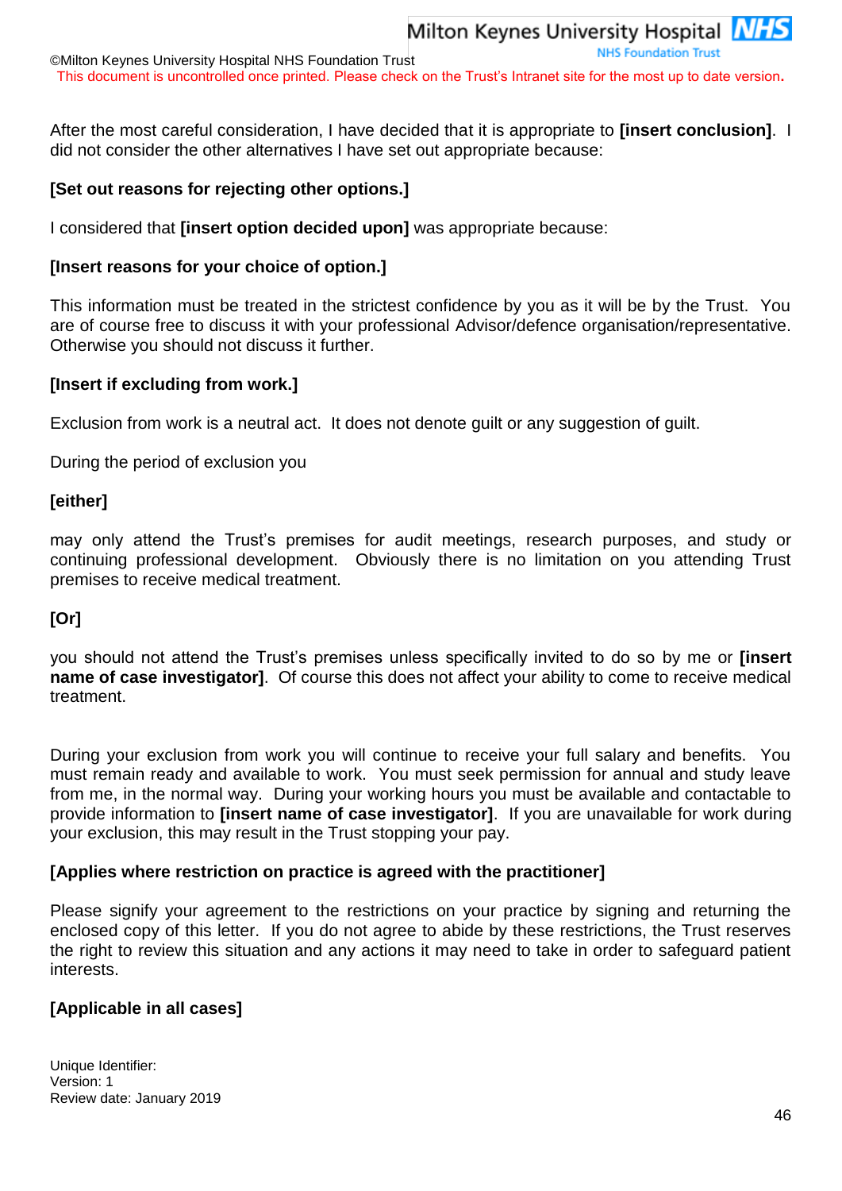After the most careful consideration, I have decided that it is appropriate to **[insert conclusion]**. I did not consider the other alternatives I have set out appropriate because:

**[Set out reasons for rejecting other options.]**

I considered that **[insert option decided upon]** was appropriate because:

**[Insert reasons for your choice of option.]**

This information must be treated in the strictest confidence by you as it will be by the Trust. You are of course free to discuss it with your professional Advisor/defence organisation/representative. Otherwise you should not discuss it further.

**[Insert if excluding from work.]**

Exclusion from work is a neutral act. It does not denote guilt or any suggestion of guilt.

During the period of exclusion you

**[either]**

may only attend the Trust's premises for audit meetings, research purposes, and study or continuing professional development. Obviously there is no limitation on you attending Trust premises to receive medical treatment.

**[Or]**

you should not attend the Trust's premises unless specifically invited to do so by me or **[insert name of case investigator]**. Of course this does not affect your ability to come to receive medical treatment.

During your exclusion from work you will continue to receive your full salary and benefits. You must remain ready and available to work. You must seek permission for annual and study leave from me, in the normal way. During your working hours you must be available and contactable to provide information to **[insert name of case investigator]**. If you are unavailable for work during your exclusion, this may result in the Trust stopping your pay.

**[Applies where restriction on practice is agreed with the practitioner]**

Please signify your agreement to the restrictions on your practice by signing and returning the enclosed copy of this letter. If you do not agree to abide by these restrictions, the Trust reserves the right to review this situation and any actions it may need to take in order to safeguard patient interests.

**[Applicable in all cases]**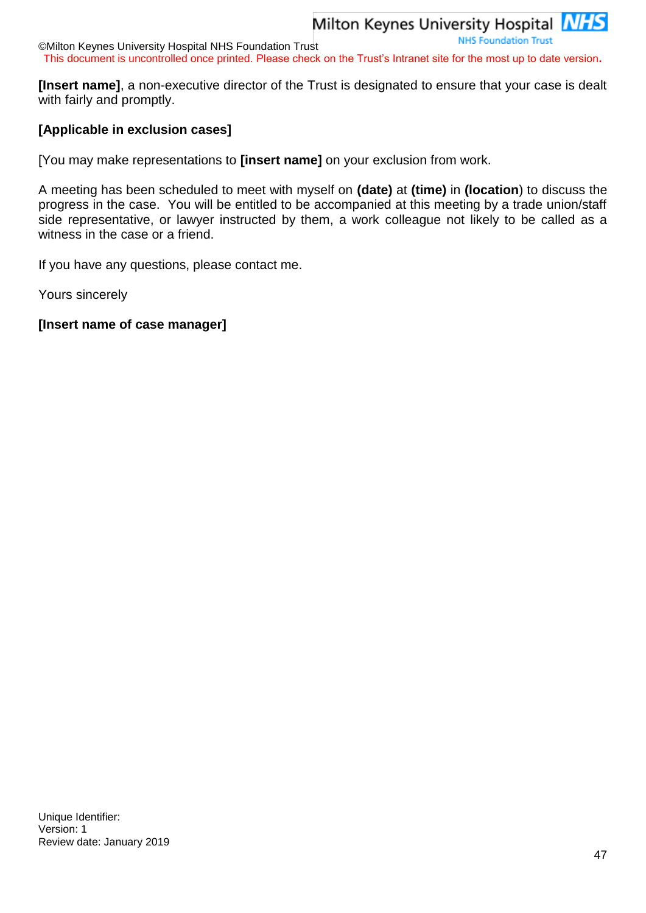**[Insert name]**, a non-executive director of the Trust is designated to ensure that your case is dealt with fairly and promptly.

**[Applicable in exclusion cases]**

[You may make representations to **[insert name]** on your exclusion from work.

A meeting has been scheduled to meet with myself on **(date)** at **(time)** in **(location**) to discuss the progress in the case. You will be entitled to be accompanied at this meeting by a trade union/staff side representative, or lawyer instructed by them, a work colleague not likely to be called as a witness in the case or a friend.

If you have any questions, please contact me.

Yours sincerely

**[Insert name of case manager]**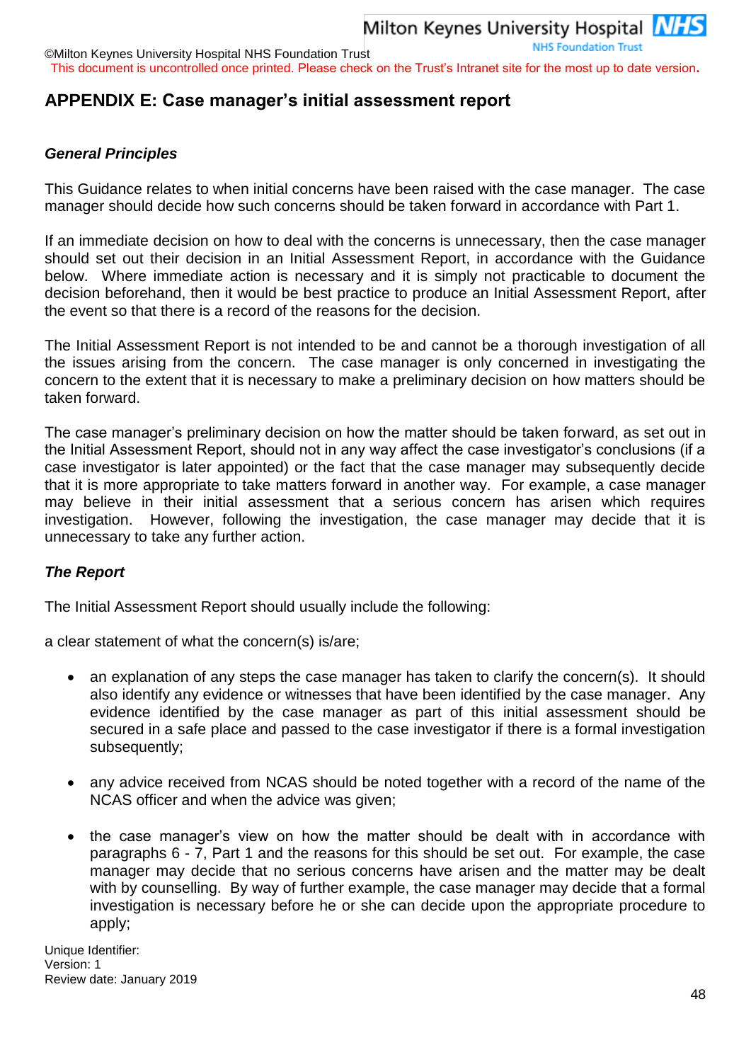## APPENDIX E: Case manager's initial assessment report

### *General Principles*

This Guidance relates to when initial concerns have been raised with the case manager. The case manager should decide how such concerns should be taken forward in accordance with Part 1.

If an immediate decision on how to deal with the concerns is unnecessary, then the case manager should set out their decision in an Initial Assessment Report, in accordance with the Guidance below. Where immediate action is necessary and it is simply not practicable to document the decision beforehand, then it would be best practice to produce an Initial Assessment Report, after the event so that there is a record of the reasons for the decision.

The Initial Assessment Report is not intended to be and cannot be a thorough investigation of all the issues arising from the concern. The case manager is only concerned in investigating the concern to the extent that it is necessary to make a preliminary decision on how matters should be taken forward.

The case manager's preliminary decision on how the matter should be taken forward, as set out in the Initial Assessment Report, should not in any way affect the case investigator's conclusions (if a case investigator is later appointed) or the fact that the case manager may subsequently decide that it is more appropriate to take matters forward in another way. For example, a case manager may believe in their initial assessment that a serious concern has arisen which requires investigation. However, following the investigation, the case manager may decide that it is unnecessary to take any further action.

### *The Report*

The Initial Assessment Report should usually include the following:

a clear statement of what the concern(s) is/are;

- an explanation of any steps the case manager has taken to clarify the concern(s). It should also identify any evidence or witnesses that have been identified by the case manager. Any evidence identified by the case manager as part of this initial assessment should be secured in a safe place and passed to the case investigator if there is a formal investigation subsequently;
- any advice received from NCAS should be noted together with a record of the name of the NCAS officer and when the advice was given;
- the case manager's view on how the matter should be dealt with in accordance with paragraphs 6 - 7, Part 1 and the reasons for this should be set out. For example, the case manager may decide that no serious concerns have arisen and the matter may be dealt with by counselling. By way of further example, the case manager may decide that a formal investigation is necessary before he or she can decide upon the appropriate procedure to apply;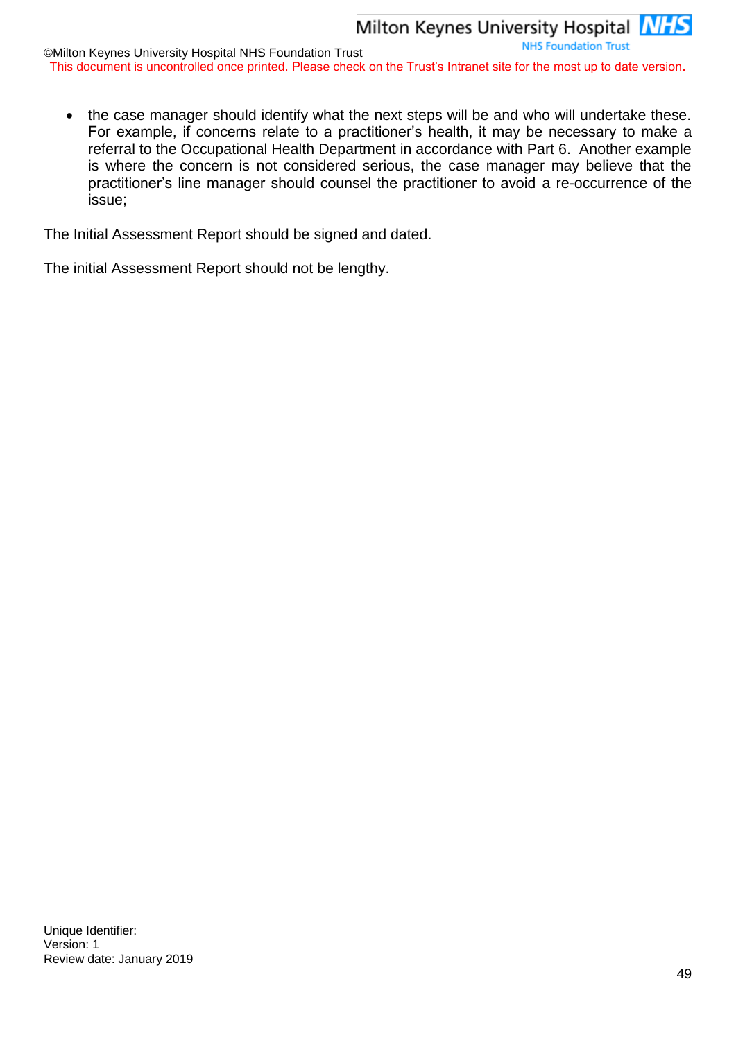- the case manager should identify what the next steps will be and who will undertake these. For example, if concerns relate to a practitioner's health, it may be necessary to make a referral to the Occupational Health Department in accordance with Part 6. Another example is where the concern is not considered serious, the case manager may believe that the practitioner's line manager should counsel the practitioner to avoid a re-occurrence of the issue;

The Initial Assessment Report should be signed and dated.

The initial Assessment Report should not be lengthy.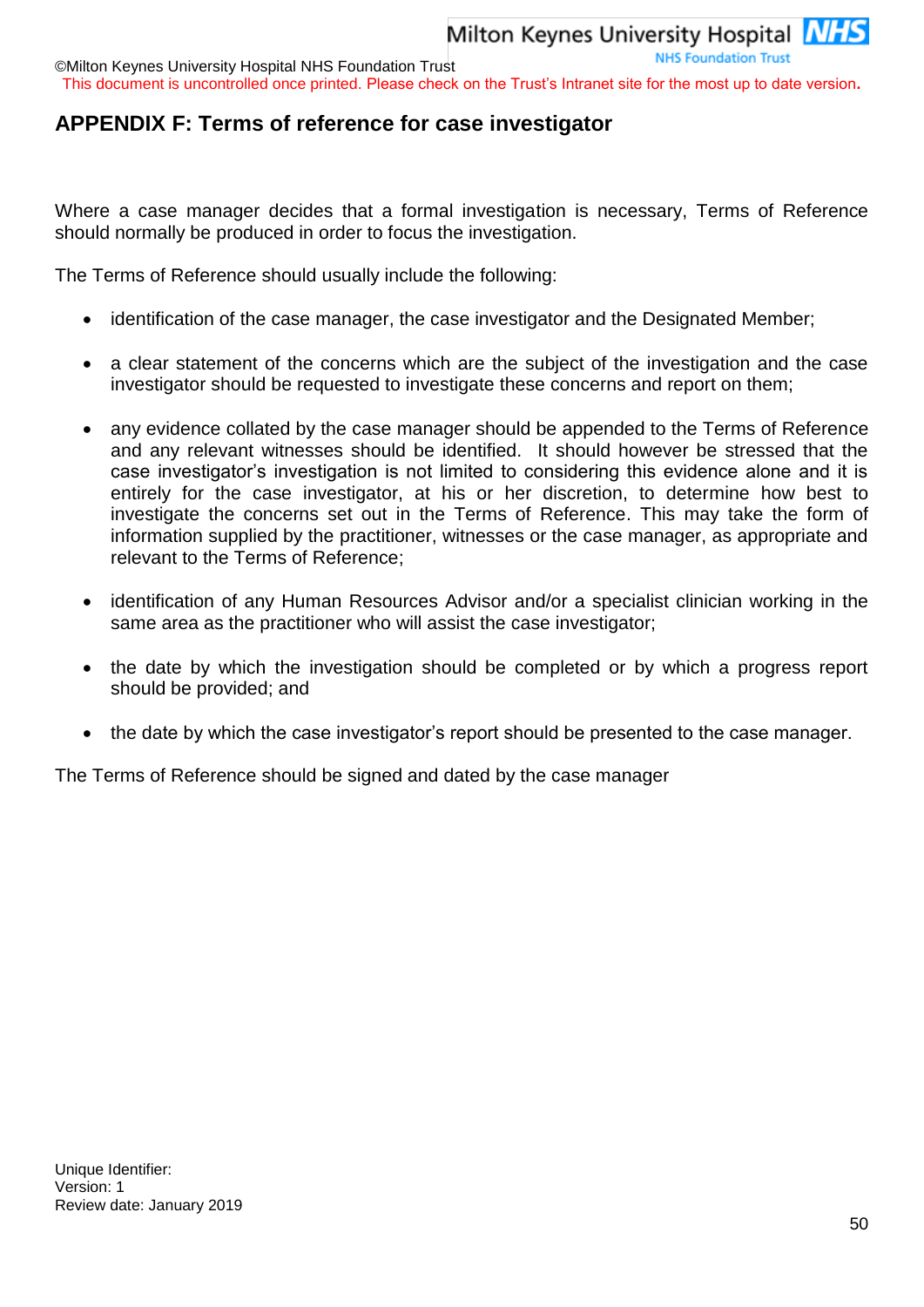## APPENDIX F: Terms of reference for case investigator

Where a case manager decides that a formal investigation is necessary, Terms of Reference should normally be produced in order to focus the investigation.

The Terms of Reference should usually include the following:

- identification of the case manager, the case investigator and the Designated Member;
- a clear statement of the concerns which are the subject of the investigation and the case investigator should be requested to investigate these concerns and report on them;
- any evidence collated by the case manager should be appended to the Terms of Reference and any relevant witnesses should be identified. It should however be stressed that the case investigator's investigation is not limited to considering this evidence alone and it is entirely for the case investigator, at his or her discretion, to determine how best to investigate the concerns set out in the Terms of Reference. This may take the form of information supplied by the practitioner, witnesses or the case manager, as appropriate and relevant to the Terms of Reference;
- identification of any Human Resources Advisor and/or a specialist clinician working in the same area as the practitioner who will assist the case investigator;
- the date by which the investigation should be completed or by which a progress report should be provided; and
- the date by which the case investigator's report should be presented to the case manager.

The Terms of Reference should be signed and dated by the case manager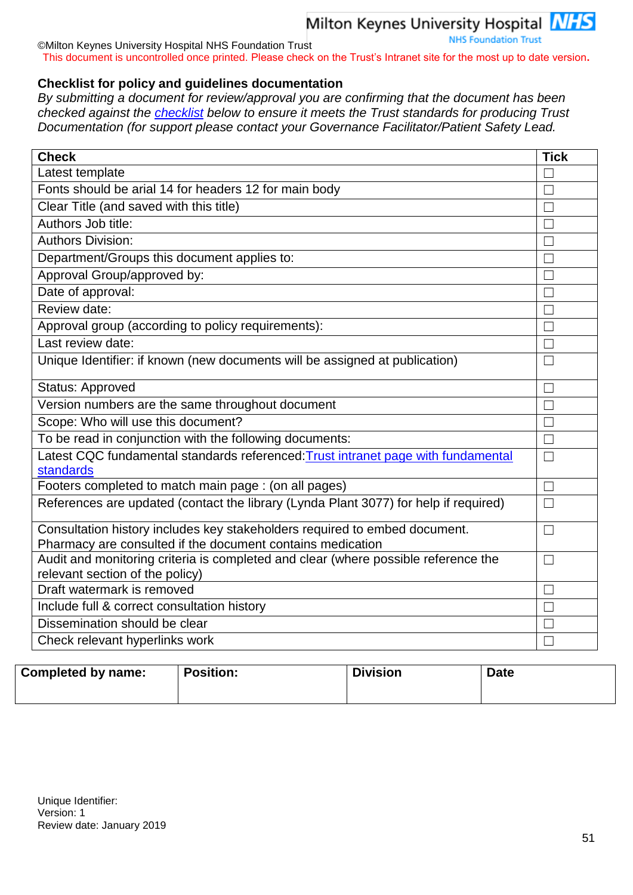©Milton Keynes University Hospital NHS Foundation Trust

This document is uncontrolled once printed. Please check on the Trust's Intranet site for the most up to date version.

**Checklist for policy and guidelines documentation**

*By submitting a document for review/approval you are confirming that the document has been checked against the checklist below to ensure it meets the Trust standards for producing Trust Documentation (for support please contact your Governance Facilitator/Patient Safety Lead.*

| Check | Tick |
|---|---|
| Latest template | ☐ |
| Fonts should be arial 14 for headers 12 for main body | ☐ |
| Clear Title (and saved with this title) | ☐ |
| Authors Job title: | ☐ |
| Authors Division: | ☐ |
| Department/Groups this document applies to: | ☐ |
| Approval Group/approved by: | ☐ |
| Date of approval: | ☐ |
| Review date: | ☐ |
| Approval group (according to policy requirements): | ☐ |
| Last review date: | ☐ |
| Unique Identifier: if known (new documents will be assigned at publication) | ☐ |
| Status: Approved | ☐ |
| Version numbers are the same throughout document | ☐ |
| Scope: Who will use this document? | ☐ |
| To be read in conjunction with the following documents: | ☐ |
| Latest CQC fundamental standards referenced: Trust intranet page with fundamental standards | ☐ |
| Footers completed to match main page : (on all pages) | ☐ |
| References are updated (contact the library (Lynda Plant 3077) for help if required) | ☐ |
| Consultation history includes key stakeholders required to embed document. Pharmacy are consulted if the document contains medication | ☐ |
| Audit and monitoring criteria is completed and clear (where possible reference the relevant section of the policy) | ☐ |
| Draft watermark is removed | ☐ |
| Include full & correct consultation history | ☐ |
| Dissemination should be clear | ☐ |
| Check relevant hyperlinks work | ☐ |

| Completed by name: | Position: | Division | Date |
|---|---|---|---|
| | | | |

Unique Identifier:
Version: 1
Review date: January 2019